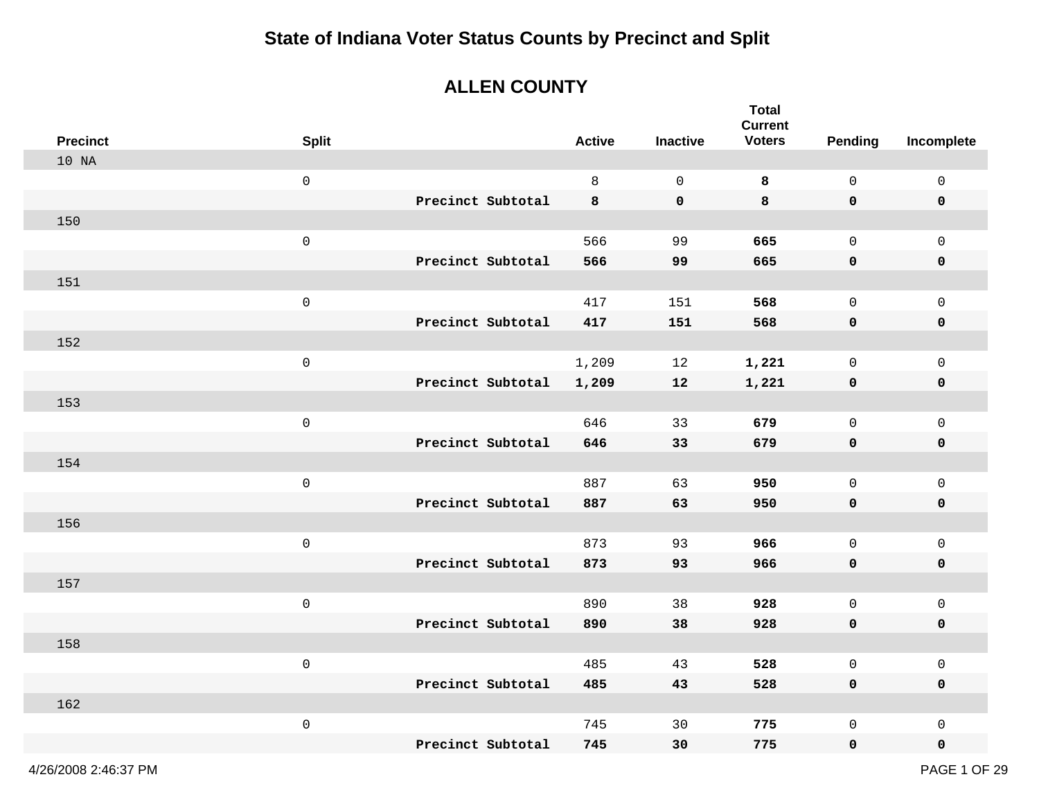# State of Indiana Voter Status Counts by Precinct and Split

## ALLEN COUNTY

| Precinct | Split | | Active | Inactive | Total Current Voters | Pending | Incomplete |
|---|---|---|---|---|---|---|---|
| 10 NA | | | | | | | |
| | 0 | | 8 | 0 | **8** | 0 | 0 |
| | | **Precinct Subtotal** | **8** | **0** | **8** | **0** | **0** |
| 150 | | | | | | | |
| | 0 | | 566 | 99 | **665** | 0 | 0 |
| | | **Precinct Subtotal** | **566** | **99** | **665** | **0** | **0** |
| 151 | | | | | | | |
| | 0 | | 417 | 151 | **568** | 0 | 0 |
| | | **Precinct Subtotal** | **417** | **151** | **568** | **0** | **0** |
| 152 | | | | | | | |
| | 0 | | 1,209 | 12 | **1,221** | 0 | 0 |
| | | **Precinct Subtotal** | **1,209** | **12** | **1,221** | **0** | **0** |
| 153 | | | | | | | |
| | 0 | | 646 | 33 | **679** | 0 | 0 |
| | | **Precinct Subtotal** | **646** | **33** | **679** | **0** | **0** |
| 154 | | | | | | | |
| | 0 | | 887 | 63 | **950** | 0 | 0 |
| | | **Precinct Subtotal** | **887** | **63** | **950** | **0** | **0** |
| 156 | | | | | | | |
| | 0 | | 873 | 93 | **966** | 0 | 0 |
| | | **Precinct Subtotal** | **873** | **93** | **966** | **0** | **0** |
| 157 | | | | | | | |
| | 0 | | 890 | 38 | **928** | 0 | 0 |
| | | **Precinct Subtotal** | **890** | **38** | **928** | **0** | **0** |
| 158 | | | | | | | |
| | 0 | | 485 | 43 | **528** | 0 | 0 |
| | | **Precinct Subtotal** | **485** | **43** | **528** | **0** | **0** |
| 162 | | | | | | | |
| | 0 | | 745 | 30 | **775** | 0 | 0 |
| | | **Precinct Subtotal** | **745** | **30** | **775** | **0** | **0** |

4/26/2008 2:46:37 PM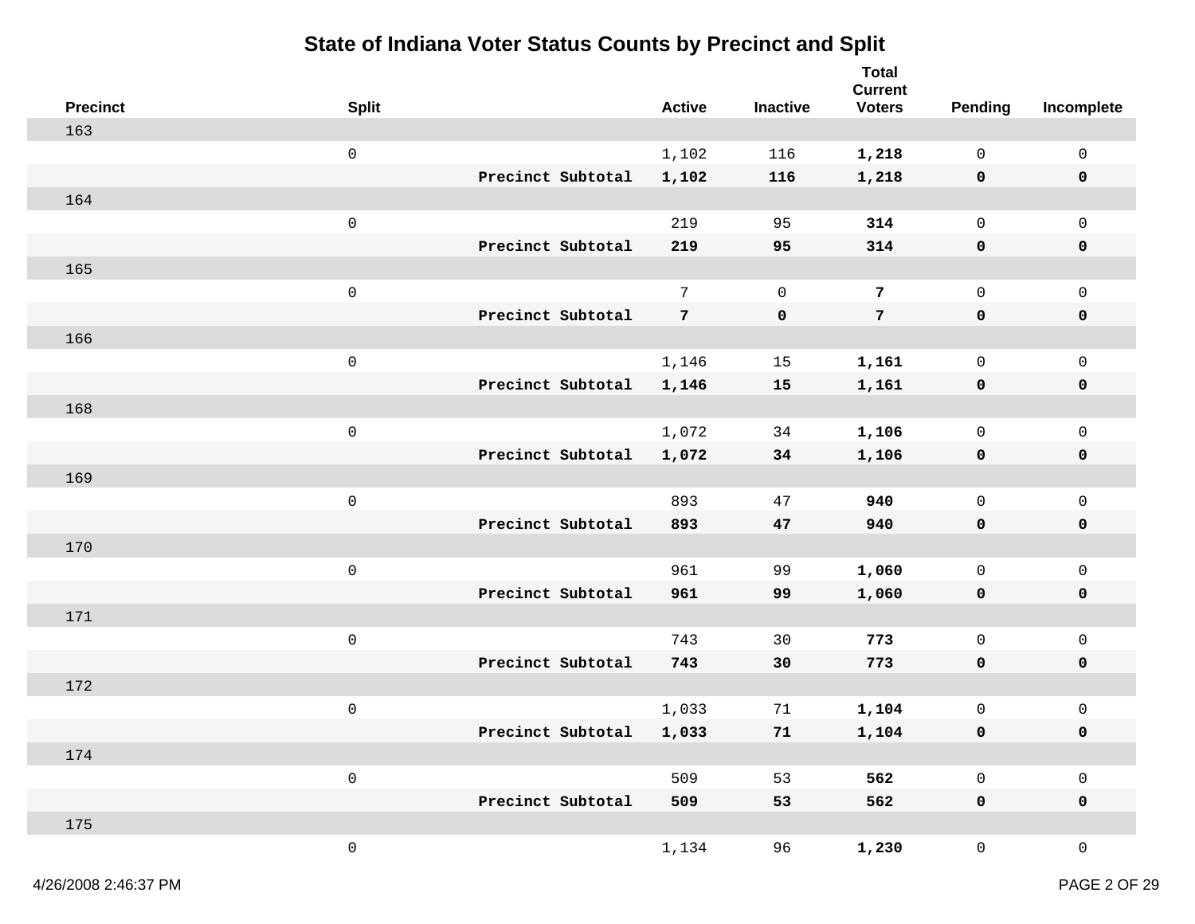# State of Indiana Voter Status Counts by Precinct and Split

| Precinct | Split | | Active | Inactive | Total Current Voters | Pending | Incomplete |
|---|---|---|---|---|---|---|---|
| 163 | | | | | | | |
| | 0 | | 1,102 | 116 | **1,218** | 0 | 0 |
| | | **Precinct Subtotal** | **1,102** | **116** | **1,218** | **0** | **0** |
| 164 | | | | | | | |
| | 0 | | 219 | 95 | **314** | 0 | 0 |
| | | **Precinct Subtotal** | **219** | **95** | **314** | **0** | **0** |
| 165 | | | | | | | |
| | 0 | | 7 | 0 | **7** | 0 | 0 |
| | | **Precinct Subtotal** | **7** | **0** | **7** | **0** | **0** |
| 166 | | | | | | | |
| | 0 | | 1,146 | 15 | **1,161** | 0 | 0 |
| | | **Precinct Subtotal** | **1,146** | **15** | **1,161** | **0** | **0** |
| 168 | | | | | | | |
| | 0 | | 1,072 | 34 | **1,106** | 0 | 0 |
| | | **Precinct Subtotal** | **1,072** | **34** | **1,106** | **0** | **0** |
| 169 | | | | | | | |
| | 0 | | 893 | 47 | **940** | 0 | 0 |
| | | **Precinct Subtotal** | **893** | **47** | **940** | **0** | **0** |
| 170 | | | | | | | |
| | 0 | | 961 | 99 | **1,060** | 0 | 0 |
| | | **Precinct Subtotal** | **961** | **99** | **1,060** | **0** | **0** |
| 171 | | | | | | | |
| | 0 | | 743 | 30 | **773** | 0 | 0 |
| | | **Precinct Subtotal** | **743** | **30** | **773** | **0** | **0** |
| 172 | | | | | | | |
| | 0 | | 1,033 | 71 | **1,104** | 0 | 0 |
| | | **Precinct Subtotal** | **1,033** | **71** | **1,104** | **0** | **0** |
| 174 | | | | | | | |
| | 0 | | 509 | 53 | **562** | 0 | 0 |
| | | **Precinct Subtotal** | **509** | **53** | **562** | **0** | **0** |
| 175 | | | | | | | |
| | 0 | | 1,134 | 96 | **1,230** | 0 | 0 |

4/26/2008 2:46:37 PM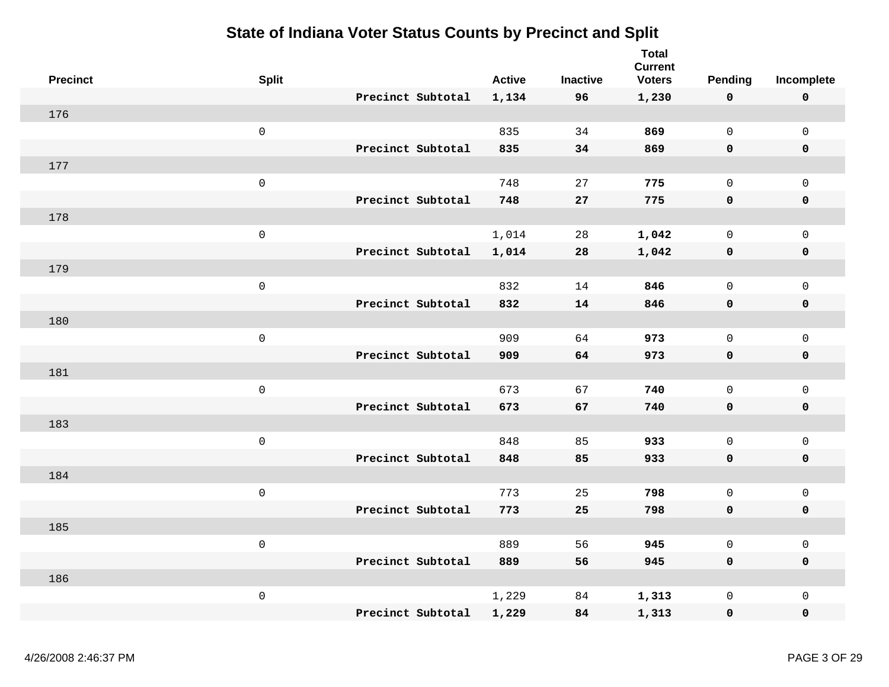# State of Indiana Voter Status Counts by Precinct and Split

| Precinct | Split | | Active | Inactive | Total Current Voters | Pending | Incomplete |
|---|---|---|---|---|---|---|---|
| | | **Precinct Subtotal** | **1,134** | **96** | **1,230** | **0** | **0** |
| 176 | | | | | | | |
| | 0 | | 835 | 34 | **869** | 0 | 0 |
| | | **Precinct Subtotal** | **835** | **34** | **869** | **0** | **0** |
| 177 | | | | | | | |
| | 0 | | 748 | 27 | **775** | 0 | 0 |
| | | **Precinct Subtotal** | **748** | **27** | **775** | **0** | **0** |
| 178 | | | | | | | |
| | 0 | | 1,014 | 28 | **1,042** | 0 | 0 |
| | | **Precinct Subtotal** | **1,014** | **28** | **1,042** | **0** | **0** |
| 179 | | | | | | | |
| | 0 | | 832 | 14 | **846** | 0 | 0 |
| | | **Precinct Subtotal** | **832** | **14** | **846** | **0** | **0** |
| 180 | | | | | | | |
| | 0 | | 909 | 64 | **973** | 0 | 0 |
| | | **Precinct Subtotal** | **909** | **64** | **973** | **0** | **0** |
| 181 | | | | | | | |
| | 0 | | 673 | 67 | **740** | 0 | 0 |
| | | **Precinct Subtotal** | **673** | **67** | **740** | **0** | **0** |
| 183 | | | | | | | |
| | 0 | | 848 | 85 | **933** | 0 | 0 |
| | | **Precinct Subtotal** | **848** | **85** | **933** | **0** | **0** |
| 184 | | | | | | | |
| | 0 | | 773 | 25 | **798** | 0 | 0 |
| | | **Precinct Subtotal** | **773** | **25** | **798** | **0** | **0** |
| 185 | | | | | | | |
| | 0 | | 889 | 56 | **945** | 0 | 0 |
| | | **Precinct Subtotal** | **889** | **56** | **945** | **0** | **0** |
| 186 | | | | | | | |
| | 0 | | 1,229 | 84 | **1,313** | 0 | 0 |
| | | **Precinct Subtotal** | **1,229** | **84** | **1,313** | **0** | **0** |

4/26/2008 2:46:37 PM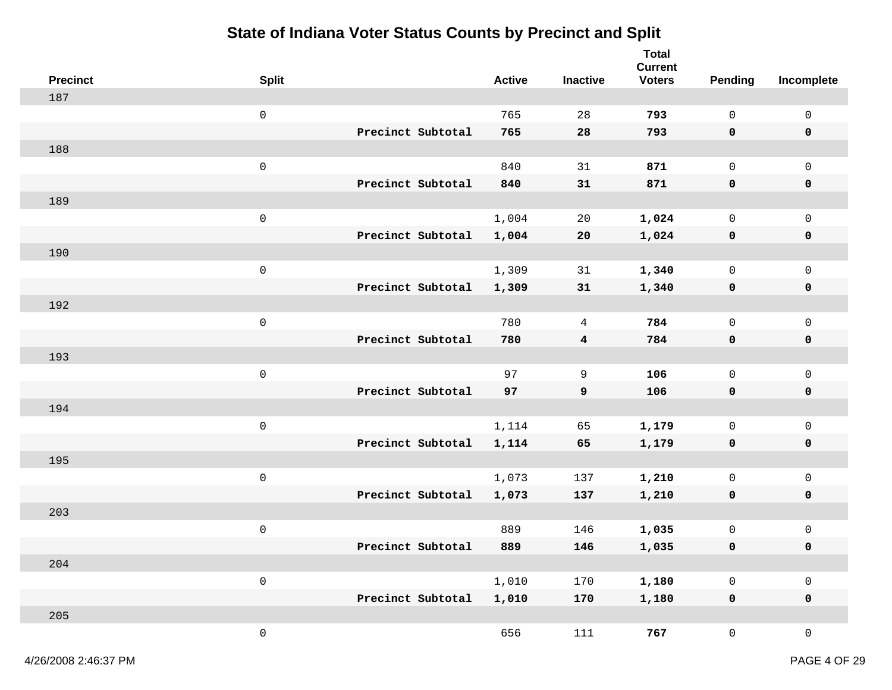# State of Indiana Voter Status Counts by Precinct and Split

| Precinct | Split | | Active | Inactive | Total Current Voters | Pending | Incomplete |
|---|---|---|---|---|---|---|---|
| 187 | | | | | | | |
| | 0 | | 765 | 28 | **793** | 0 | 0 |
| | | **Precinct Subtotal** | **765** | **28** | **793** | **0** | **0** |
| 188 | | | | | | | |
| | 0 | | 840 | 31 | **871** | 0 | 0 |
| | | **Precinct Subtotal** | **840** | **31** | **871** | **0** | **0** |
| 189 | | | | | | | |
| | 0 | | 1,004 | 20 | **1,024** | 0 | 0 |
| | | **Precinct Subtotal** | **1,004** | **20** | **1,024** | **0** | **0** |
| 190 | | | | | | | |
| | 0 | | 1,309 | 31 | **1,340** | 0 | 0 |
| | | **Precinct Subtotal** | **1,309** | **31** | **1,340** | **0** | **0** |
| 192 | | | | | | | |
| | 0 | | 780 | 4 | **784** | 0 | 0 |
| | | **Precinct Subtotal** | **780** | **4** | **784** | **0** | **0** |
| 193 | | | | | | | |
| | 0 | | 97 | 9 | **106** | 0 | 0 |
| | | **Precinct Subtotal** | **97** | **9** | **106** | **0** | **0** |
| 194 | | | | | | | |
| | 0 | | 1,114 | 65 | **1,179** | 0 | 0 |
| | | **Precinct Subtotal** | **1,114** | **65** | **1,179** | **0** | **0** |
| 195 | | | | | | | |
| | 0 | | 1,073 | 137 | **1,210** | 0 | 0 |
| | | **Precinct Subtotal** | **1,073** | **137** | **1,210** | **0** | **0** |
| 203 | | | | | | | |
| | 0 | | 889 | 146 | **1,035** | 0 | 0 |
| | | **Precinct Subtotal** | **889** | **146** | **1,035** | **0** | **0** |
| 204 | | | | | | | |
| | 0 | | 1,010 | 170 | **1,180** | 0 | 0 |
| | | **Precinct Subtotal** | **1,010** | **170** | **1,180** | **0** | **0** |
| 205 | | | | | | | |
| | 0 | | 656 | 111 | **767** | 0 | 0 |

4/26/2008 2:46:37 PM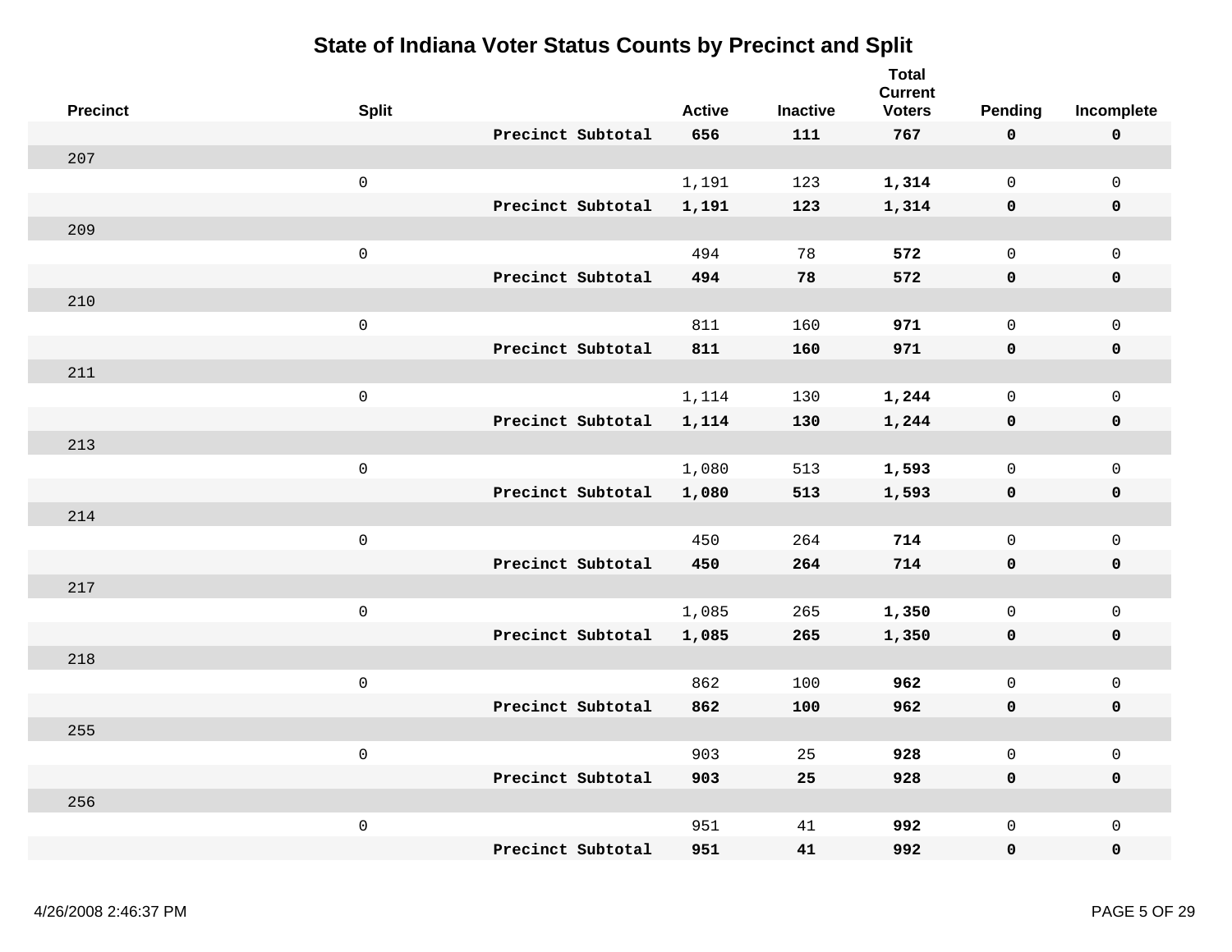# State of Indiana Voter Status Counts by Precinct and Split

| Precinct | Split | | Active | Inactive | Total Current Voters | Pending | Incomplete |
|---|---|---|---|---|---|---|---|
| | | **Precinct Subtotal** | **656** | **111** | **767** | **0** | **0** |
| 207 | | | | | | | |
| | 0 | | 1,191 | 123 | **1,314** | 0 | 0 |
| | | **Precinct Subtotal** | **1,191** | **123** | **1,314** | **0** | **0** |
| 209 | | | | | | | |
| | 0 | | 494 | 78 | **572** | 0 | 0 |
| | | **Precinct Subtotal** | **494** | **78** | **572** | **0** | **0** |
| 210 | | | | | | | |
| | 0 | | 811 | 160 | **971** | 0 | 0 |
| | | **Precinct Subtotal** | **811** | **160** | **971** | **0** | **0** |
| 211 | | | | | | | |
| | 0 | | 1,114 | 130 | **1,244** | 0 | 0 |
| | | **Precinct Subtotal** | **1,114** | **130** | **1,244** | **0** | **0** |
| 213 | | | | | | | |
| | 0 | | 1,080 | 513 | **1,593** | 0 | 0 |
| | | **Precinct Subtotal** | **1,080** | **513** | **1,593** | **0** | **0** |
| 214 | | | | | | | |
| | 0 | | 450 | 264 | **714** | 0 | 0 |
| | | **Precinct Subtotal** | **450** | **264** | **714** | **0** | **0** |
| 217 | | | | | | | |
| | 0 | | 1,085 | 265 | **1,350** | 0 | 0 |
| | | **Precinct Subtotal** | **1,085** | **265** | **1,350** | **0** | **0** |
| 218 | | | | | | | |
| | 0 | | 862 | 100 | **962** | 0 | 0 |
| | | **Precinct Subtotal** | **862** | **100** | **962** | **0** | **0** |
| 255 | | | | | | | |
| | 0 | | 903 | 25 | **928** | 0 | 0 |
| | | **Precinct Subtotal** | **903** | **25** | **928** | **0** | **0** |
| 256 | | | | | | | |
| | 0 | | 951 | 41 | **992** | 0 | 0 |
| | | **Precinct Subtotal** | **951** | **41** | **992** | **0** | **0** |

4/26/2008 2:46:37 PM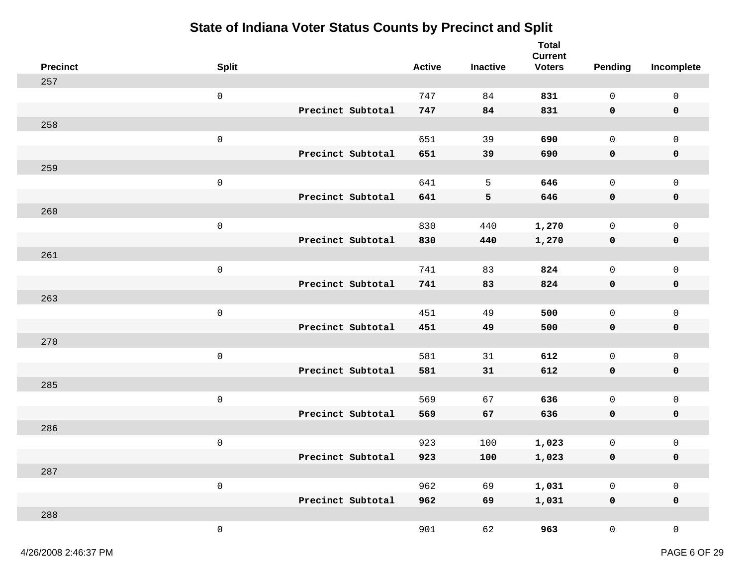# State of Indiana Voter Status Counts by Precinct and Split

| Precinct | Split | | Active | Inactive | Total Current Voters | Pending | Incomplete |
|---|---|---|---|---|---|---|---|
| 257 | | | | | | | |
| | 0 | | 747 | 84 | **831** | 0 | 0 |
| | | **Precinct Subtotal** | **747** | **84** | **831** | **0** | **0** |
| 258 | | | | | | | |
| | 0 | | 651 | 39 | **690** | 0 | 0 |
| | | **Precinct Subtotal** | **651** | **39** | **690** | **0** | **0** |
| 259 | | | | | | | |
| | 0 | | 641 | 5 | **646** | 0 | 0 |
| | | **Precinct Subtotal** | **641** | **5** | **646** | **0** | **0** |
| 260 | | | | | | | |
| | 0 | | 830 | 440 | **1,270** | 0 | 0 |
| | | **Precinct Subtotal** | **830** | **440** | **1,270** | **0** | **0** |
| 261 | | | | | | | |
| | 0 | | 741 | 83 | **824** | 0 | 0 |
| | | **Precinct Subtotal** | **741** | **83** | **824** | **0** | **0** |
| 263 | | | | | | | |
| | 0 | | 451 | 49 | **500** | 0 | 0 |
| | | **Precinct Subtotal** | **451** | **49** | **500** | **0** | **0** |
| 270 | | | | | | | |
| | 0 | | 581 | 31 | **612** | 0 | 0 |
| | | **Precinct Subtotal** | **581** | **31** | **612** | **0** | **0** |
| 285 | | | | | | | |
| | 0 | | 569 | 67 | **636** | 0 | 0 |
| | | **Precinct Subtotal** | **569** | **67** | **636** | **0** | **0** |
| 286 | | | | | | | |
| | 0 | | 923 | 100 | **1,023** | 0 | 0 |
| | | **Precinct Subtotal** | **923** | **100** | **1,023** | **0** | **0** |
| 287 | | | | | | | |
| | 0 | | 962 | 69 | **1,031** | 0 | 0 |
| | | **Precinct Subtotal** | **962** | **69** | **1,031** | **0** | **0** |
| 288 | | | | | | | |
| | 0 | | 901 | 62 | **963** | 0 | 0 |

4/26/2008 2:46:37 PM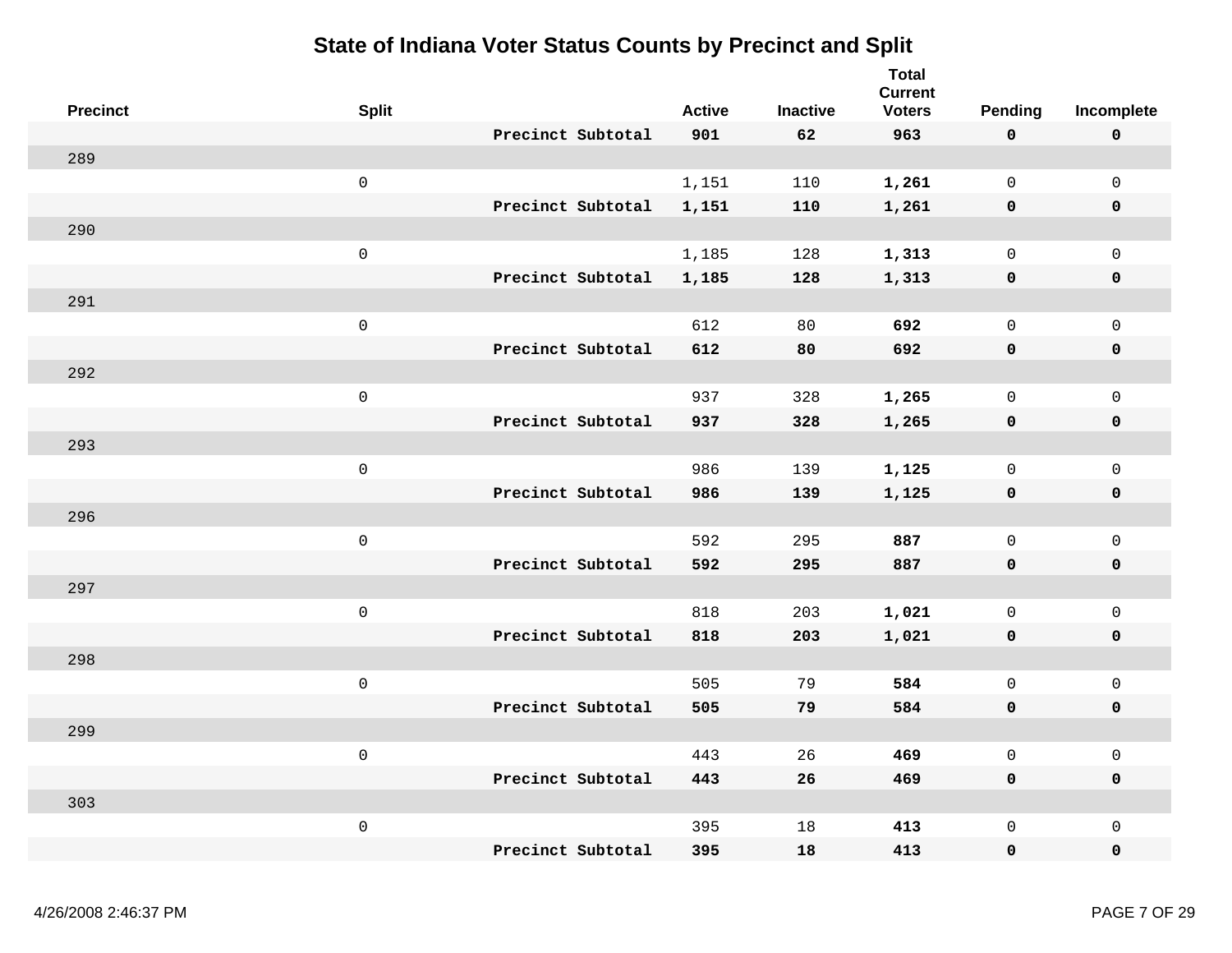# State of Indiana Voter Status Counts by Precinct and Split

| Precinct | Split | | Active | Inactive | Total Current Voters | Pending | Incomplete |
|---|---|---|---|---|---|---|---|
| | | **Precinct Subtotal** | **901** | **62** | **963** | **0** | **0** |
| 289 | | | | | | | |
| | 0 | | 1,151 | 110 | **1,261** | 0 | 0 |
| | | **Precinct Subtotal** | **1,151** | **110** | **1,261** | **0** | **0** |
| 290 | | | | | | | |
| | 0 | | 1,185 | 128 | **1,313** | 0 | 0 |
| | | **Precinct Subtotal** | **1,185** | **128** | **1,313** | **0** | **0** |
| 291 | | | | | | | |
| | 0 | | 612 | 80 | **692** | 0 | 0 |
| | | **Precinct Subtotal** | **612** | **80** | **692** | **0** | **0** |
| 292 | | | | | | | |
| | 0 | | 937 | 328 | **1,265** | 0 | 0 |
| | | **Precinct Subtotal** | **937** | **328** | **1,265** | **0** | **0** |
| 293 | | | | | | | |
| | 0 | | 986 | 139 | **1,125** | 0 | 0 |
| | | **Precinct Subtotal** | **986** | **139** | **1,125** | **0** | **0** |
| 296 | | | | | | | |
| | 0 | | 592 | 295 | **887** | 0 | 0 |
| | | **Precinct Subtotal** | **592** | **295** | **887** | **0** | **0** |
| 297 | | | | | | | |
| | 0 | | 818 | 203 | **1,021** | 0 | 0 |
| | | **Precinct Subtotal** | **818** | **203** | **1,021** | **0** | **0** |
| 298 | | | | | | | |
| | 0 | | 505 | 79 | **584** | 0 | 0 |
| | | **Precinct Subtotal** | **505** | **79** | **584** | **0** | **0** |
| 299 | | | | | | | |
| | 0 | | 443 | 26 | **469** | 0 | 0 |
| | | **Precinct Subtotal** | **443** | **26** | **469** | **0** | **0** |
| 303 | | | | | | | |
| | 0 | | 395 | 18 | **413** | 0 | 0 |
| | | **Precinct Subtotal** | **395** | **18** | **413** | **0** | **0** |

4/26/2008 2:46:37 PM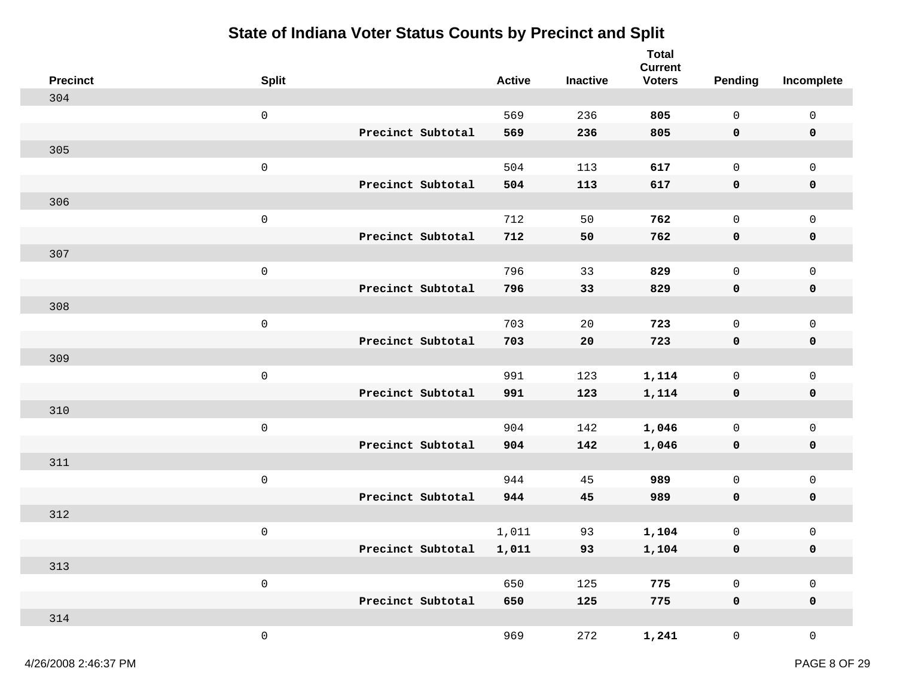# State of Indiana Voter Status Counts by Precinct and Split

| Precinct | Split | | Active | Inactive | Total Current Voters | Pending | Incomplete |
|---|---|---|---|---|---|---|---|
| 304 | | | | | | | |
| | 0 | | 569 | 236 | **805** | 0 | 0 |
| | | **Precinct Subtotal** | **569** | **236** | **805** | **0** | **0** |
| 305 | | | | | | | |
| | 0 | | 504 | 113 | **617** | 0 | 0 |
| | | **Precinct Subtotal** | **504** | **113** | **617** | **0** | **0** |
| 306 | | | | | | | |
| | 0 | | 712 | 50 | **762** | 0 | 0 |
| | | **Precinct Subtotal** | **712** | **50** | **762** | **0** | **0** |
| 307 | | | | | | | |
| | 0 | | 796 | 33 | **829** | 0 | 0 |
| | | **Precinct Subtotal** | **796** | **33** | **829** | **0** | **0** |
| 308 | | | | | | | |
| | 0 | | 703 | 20 | **723** | 0 | 0 |
| | | **Precinct Subtotal** | **703** | **20** | **723** | **0** | **0** |
| 309 | | | | | | | |
| | 0 | | 991 | 123 | **1,114** | 0 | 0 |
| | | **Precinct Subtotal** | **991** | **123** | **1,114** | **0** | **0** |
| 310 | | | | | | | |
| | 0 | | 904 | 142 | **1,046** | 0 | 0 |
| | | **Precinct Subtotal** | **904** | **142** | **1,046** | **0** | **0** |
| 311 | | | | | | | |
| | 0 | | 944 | 45 | **989** | 0 | 0 |
| | | **Precinct Subtotal** | **944** | **45** | **989** | **0** | **0** |
| 312 | | | | | | | |
| | 0 | | 1,011 | 93 | **1,104** | 0 | 0 |
| | | **Precinct Subtotal** | **1,011** | **93** | **1,104** | **0** | **0** |
| 313 | | | | | | | |
| | 0 | | 650 | 125 | **775** | 0 | 0 |
| | | **Precinct Subtotal** | **650** | **125** | **775** | **0** | **0** |
| 314 | | | | | | | |
| | 0 | | 969 | 272 | **1,241** | 0 | 0 |

4/26/2008 2:46:37 PM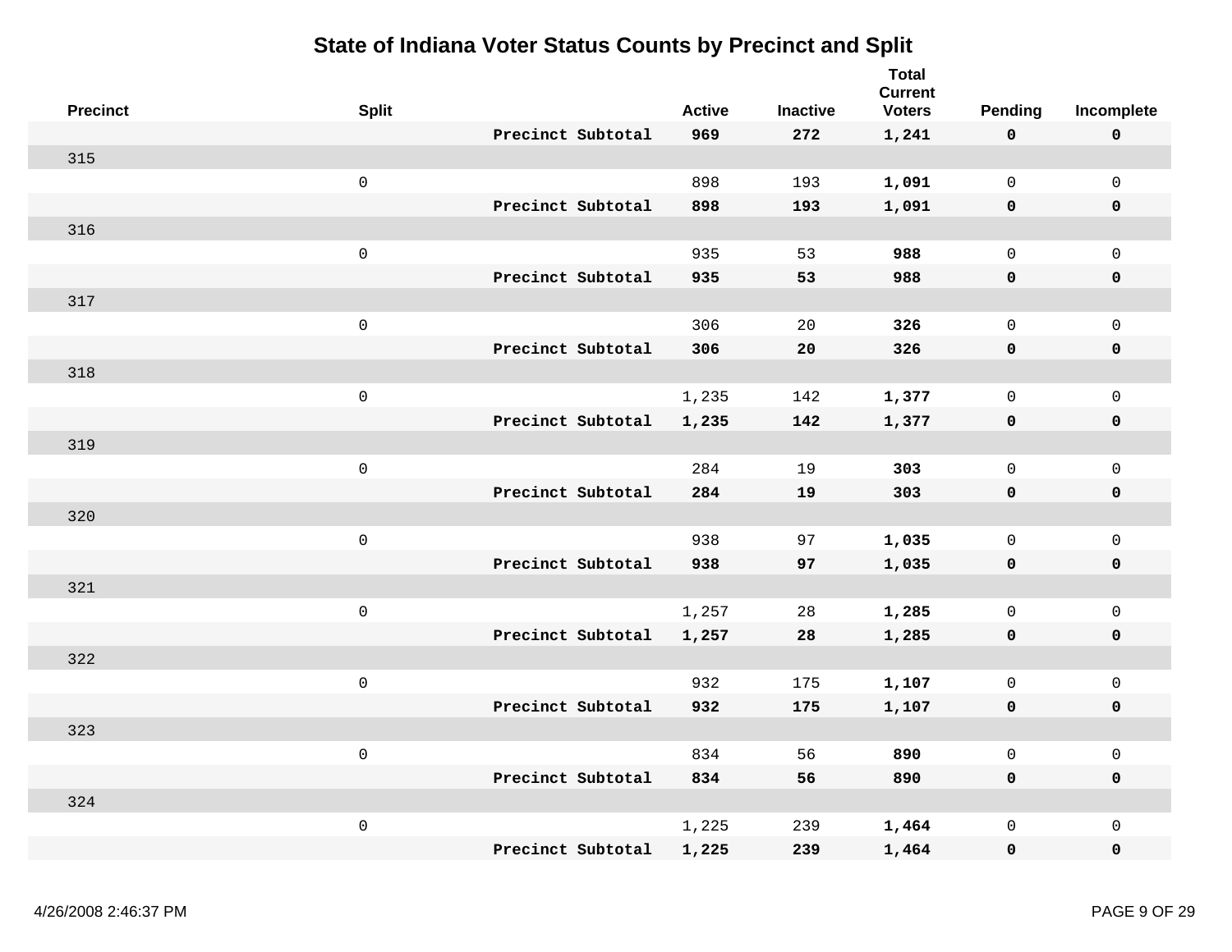# State of Indiana Voter Status Counts by Precinct and Split

| Precinct | Split | | Active | Inactive | Total Current Voters | Pending | Incomplete |
|---|---|---|---|---|---|---|---|
| | | **Precinct Subtotal** | **969** | **272** | **1,241** | **0** | **0** |
| 315 | | | | | | | |
| | 0 | | 898 | 193 | **1,091** | 0 | 0 |
| | | **Precinct Subtotal** | **898** | **193** | **1,091** | **0** | **0** |
| 316 | | | | | | | |
| | 0 | | 935 | 53 | **988** | 0 | 0 |
| | | **Precinct Subtotal** | **935** | **53** | **988** | **0** | **0** |
| 317 | | | | | | | |
| | 0 | | 306 | 20 | **326** | 0 | 0 |
| | | **Precinct Subtotal** | **306** | **20** | **326** | **0** | **0** |
| 318 | | | | | | | |
| | 0 | | 1,235 | 142 | **1,377** | 0 | 0 |
| | | **Precinct Subtotal** | **1,235** | **142** | **1,377** | **0** | **0** |
| 319 | | | | | | | |
| | 0 | | 284 | 19 | **303** | 0 | 0 |
| | | **Precinct Subtotal** | **284** | **19** | **303** | **0** | **0** |
| 320 | | | | | | | |
| | 0 | | 938 | 97 | **1,035** | 0 | 0 |
| | | **Precinct Subtotal** | **938** | **97** | **1,035** | **0** | **0** |
| 321 | | | | | | | |
| | 0 | | 1,257 | 28 | **1,285** | 0 | 0 |
| | | **Precinct Subtotal** | **1,257** | **28** | **1,285** | **0** | **0** |
| 322 | | | | | | | |
| | 0 | | 932 | 175 | **1,107** | 0 | 0 |
| | | **Precinct Subtotal** | **932** | **175** | **1,107** | **0** | **0** |
| 323 | | | | | | | |
| | 0 | | 834 | 56 | **890** | 0 | 0 |
| | | **Precinct Subtotal** | **834** | **56** | **890** | **0** | **0** |
| 324 | | | | | | | |
| | 0 | | 1,225 | 239 | **1,464** | 0 | 0 |
| | | **Precinct Subtotal** | **1,225** | **239** | **1,464** | **0** | **0** |

4/26/2008 2:46:37 PM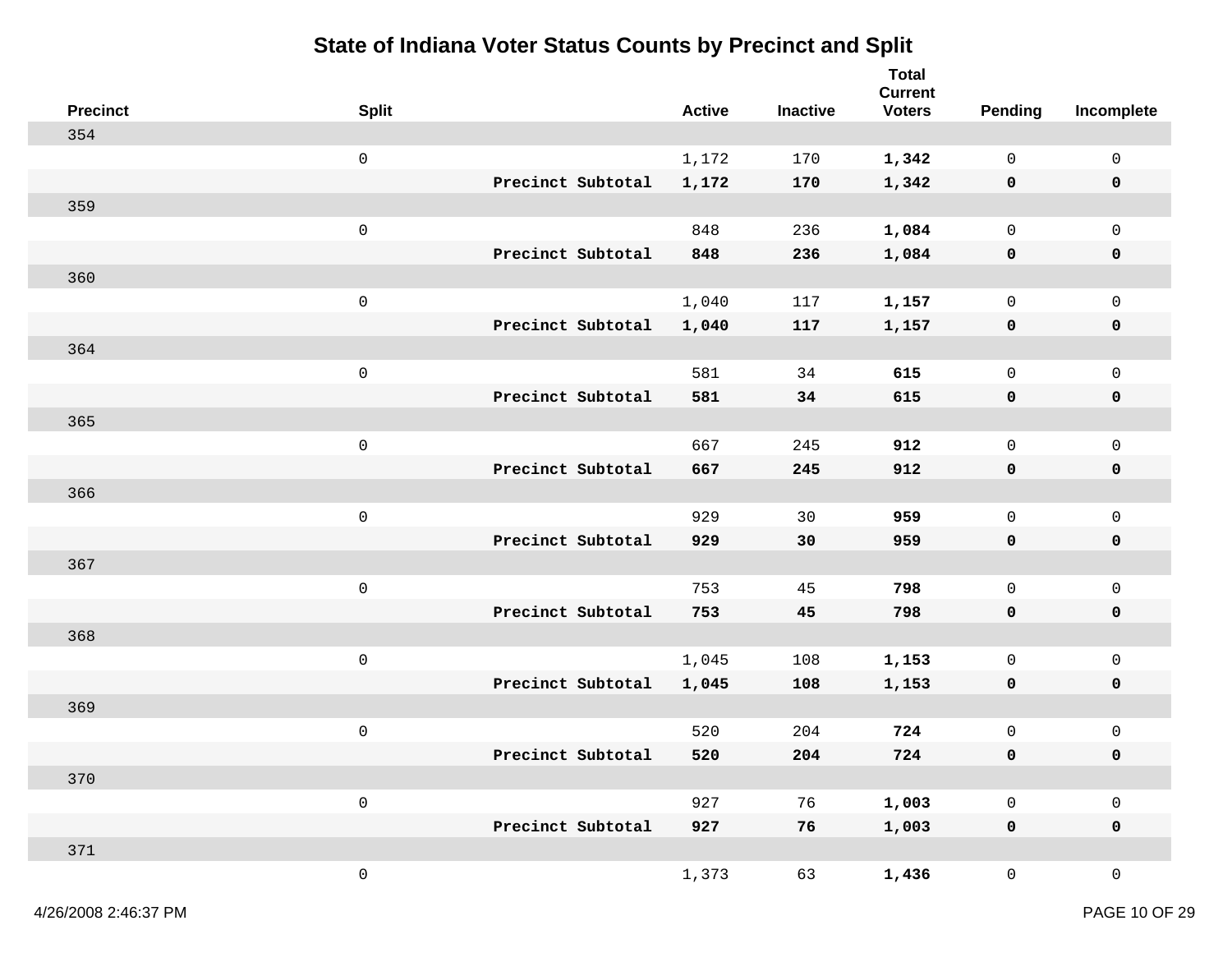# State of Indiana Voter Status Counts by Precinct and Split

| Precinct | Split | | Active | Inactive | Total Current Voters | Pending | Incomplete |
|---|---|---|---|---|---|---|---|
| 354 | | | | | | | |
| | 0 | | 1,172 | 170 | **1,342** | 0 | 0 |
| | | **Precinct Subtotal** | **1,172** | **170** | **1,342** | **0** | **0** |
| 359 | | | | | | | |
| | 0 | | 848 | 236 | **1,084** | 0 | 0 |
| | | **Precinct Subtotal** | **848** | **236** | **1,084** | **0** | **0** |
| 360 | | | | | | | |
| | 0 | | 1,040 | 117 | **1,157** | 0 | 0 |
| | | **Precinct Subtotal** | **1,040** | **117** | **1,157** | **0** | **0** |
| 364 | | | | | | | |
| | 0 | | 581 | 34 | **615** | 0 | 0 |
| | | **Precinct Subtotal** | **581** | **34** | **615** | **0** | **0** |
| 365 | | | | | | | |
| | 0 | | 667 | 245 | **912** | 0 | 0 |
| | | **Precinct Subtotal** | **667** | **245** | **912** | **0** | **0** |
| 366 | | | | | | | |
| | 0 | | 929 | 30 | **959** | 0 | 0 |
| | | **Precinct Subtotal** | **929** | **30** | **959** | **0** | **0** |
| 367 | | | | | | | |
| | 0 | | 753 | 45 | **798** | 0 | 0 |
| | | **Precinct Subtotal** | **753** | **45** | **798** | **0** | **0** |
| 368 | | | | | | | |
| | 0 | | 1,045 | 108 | **1,153** | 0 | 0 |
| | | **Precinct Subtotal** | **1,045** | **108** | **1,153** | **0** | **0** |
| 369 | | | | | | | |
| | 0 | | 520 | 204 | **724** | 0 | 0 |
| | | **Precinct Subtotal** | **520** | **204** | **724** | **0** | **0** |
| 370 | | | | | | | |
| | 0 | | 927 | 76 | **1,003** | 0 | 0 |
| | | **Precinct Subtotal** | **927** | **76** | **1,003** | **0** | **0** |
| 371 | | | | | | | |
| | 0 | | 1,373 | 63 | **1,436** | 0 | 0 |

4/26/2008 2:46:37 PM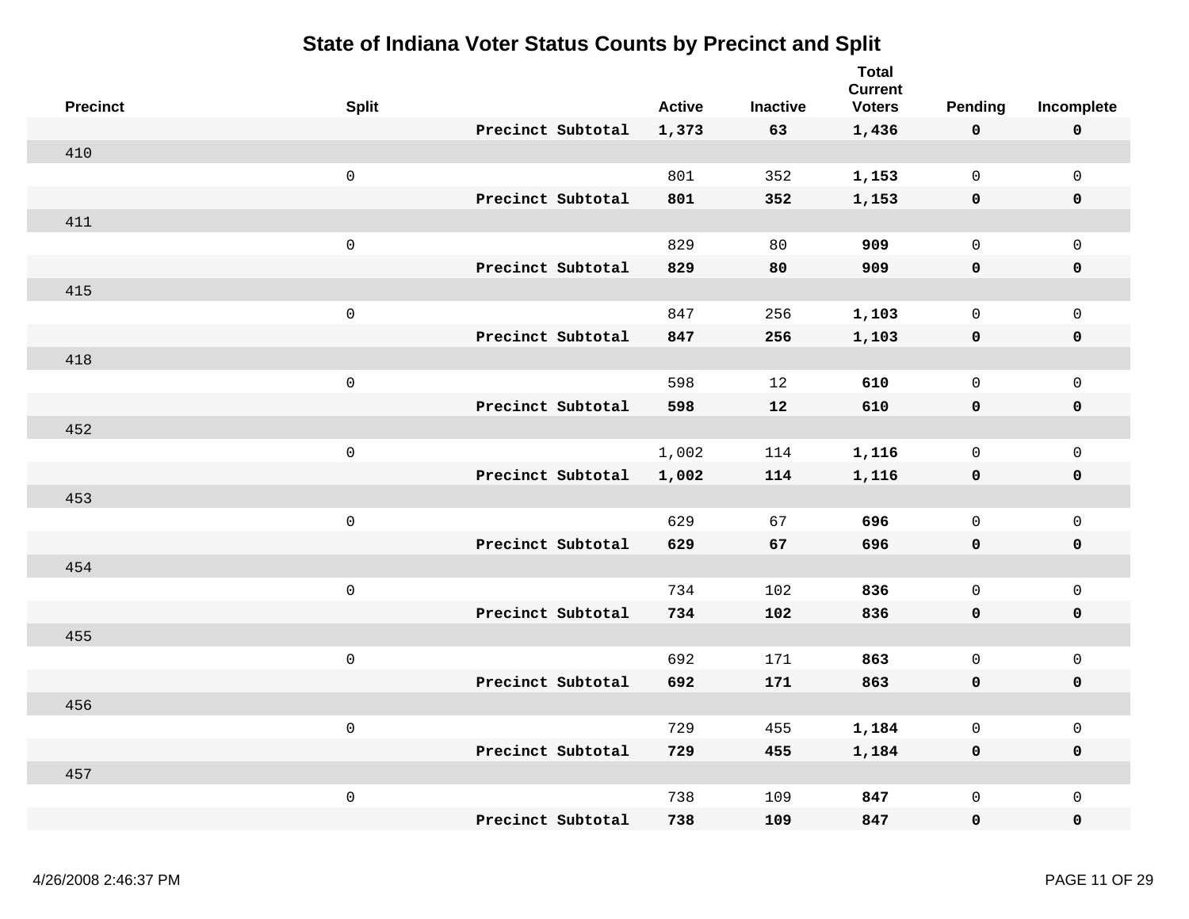# State of Indiana Voter Status Counts by Precinct and Split

| Precinct | Split | | Active | Inactive | Total Current Voters | Pending | Incomplete |
|---|---|---|---|---|---|---|---|
| | | **Precinct Subtotal** | **1,373** | **63** | **1,436** | **0** | **0** |
| 410 | | | | | | | |
| | 0 | | 801 | 352 | **1,153** | 0 | 0 |
| | | **Precinct Subtotal** | **801** | **352** | **1,153** | **0** | **0** |
| 411 | | | | | | | |
| | 0 | | 829 | 80 | **909** | 0 | 0 |
| | | **Precinct Subtotal** | **829** | **80** | **909** | **0** | **0** |
| 415 | | | | | | | |
| | 0 | | 847 | 256 | **1,103** | 0 | 0 |
| | | **Precinct Subtotal** | **847** | **256** | **1,103** | **0** | **0** |
| 418 | | | | | | | |
| | 0 | | 598 | 12 | **610** | 0 | 0 |
| | | **Precinct Subtotal** | **598** | **12** | **610** | **0** | **0** |
| 452 | | | | | | | |
| | 0 | | 1,002 | 114 | **1,116** | 0 | 0 |
| | | **Precinct Subtotal** | **1,002** | **114** | **1,116** | **0** | **0** |
| 453 | | | | | | | |
| | 0 | | 629 | 67 | **696** | 0 | 0 |
| | | **Precinct Subtotal** | **629** | **67** | **696** | **0** | **0** |
| 454 | | | | | | | |
| | 0 | | 734 | 102 | **836** | 0 | 0 |
| | | **Precinct Subtotal** | **734** | **102** | **836** | **0** | **0** |
| 455 | | | | | | | |
| | 0 | | 692 | 171 | **863** | 0 | 0 |
| | | **Precinct Subtotal** | **692** | **171** | **863** | **0** | **0** |
| 456 | | | | | | | |
| | 0 | | 729 | 455 | **1,184** | 0 | 0 |
| | | **Precinct Subtotal** | **729** | **455** | **1,184** | **0** | **0** |
| 457 | | | | | | | |
| | 0 | | 738 | 109 | **847** | 0 | 0 |
| | | **Precinct Subtotal** | **738** | **109** | **847** | **0** | **0** |

4/26/2008 2:46:37 PM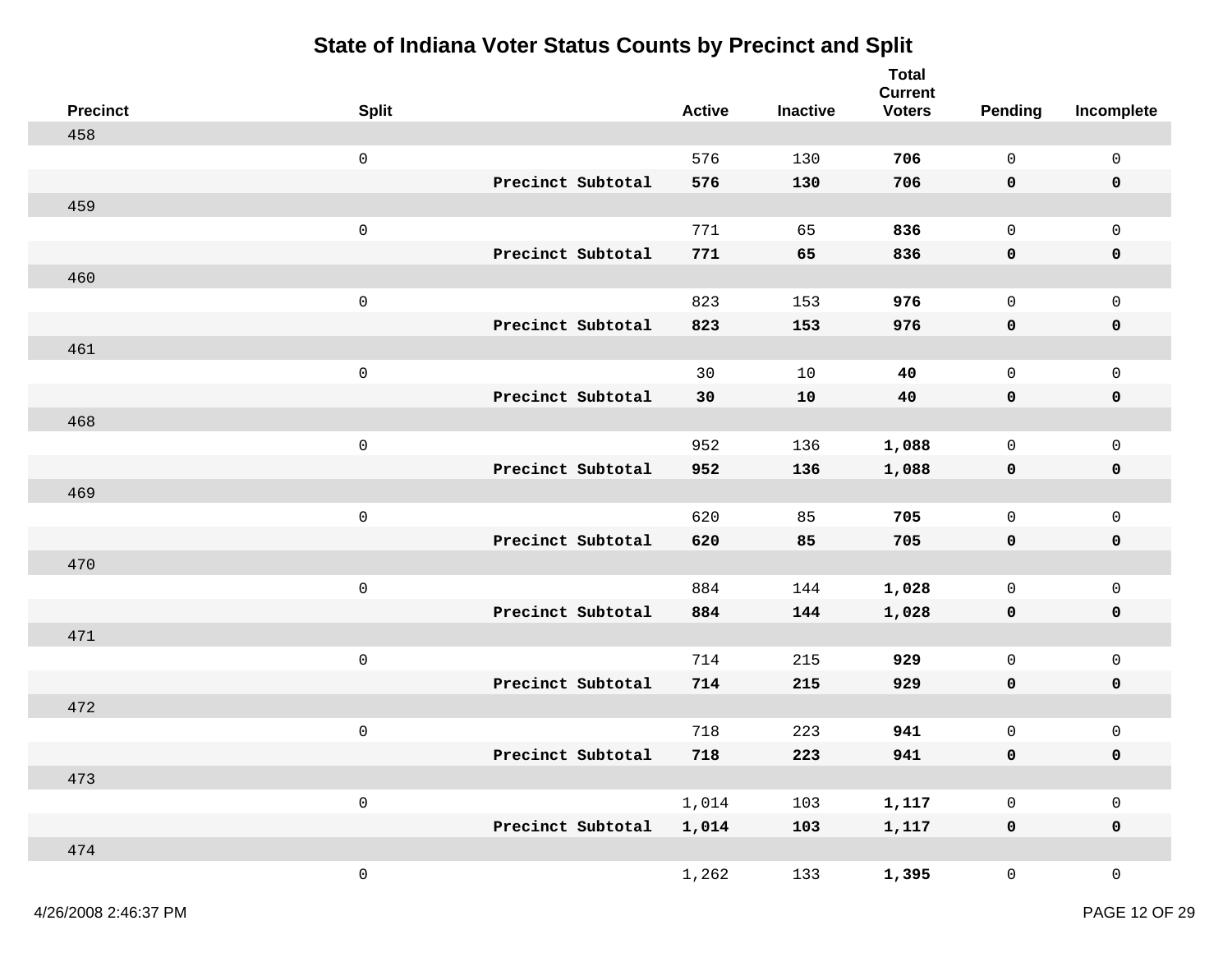# State of Indiana Voter Status Counts by Precinct and Split

| Precinct | Split | | Active | Inactive | Total Current Voters | Pending | Incomplete |
|---|---|---|---|---|---|---|---|
| 458 | | | | | | | |
| | 0 | | 576 | 130 | **706** | 0 | 0 |
| | | **Precinct Subtotal** | **576** | **130** | **706** | **0** | **0** |
| 459 | | | | | | | |
| | 0 | | 771 | 65 | **836** | 0 | 0 |
| | | **Precinct Subtotal** | **771** | **65** | **836** | **0** | **0** |
| 460 | | | | | | | |
| | 0 | | 823 | 153 | **976** | 0 | 0 |
| | | **Precinct Subtotal** | **823** | **153** | **976** | **0** | **0** |
| 461 | | | | | | | |
| | 0 | | 30 | 10 | **40** | 0 | 0 |
| | | **Precinct Subtotal** | **30** | **10** | **40** | **0** | **0** |
| 468 | | | | | | | |
| | 0 | | 952 | 136 | **1,088** | 0 | 0 |
| | | **Precinct Subtotal** | **952** | **136** | **1,088** | **0** | **0** |
| 469 | | | | | | | |
| | 0 | | 620 | 85 | **705** | 0 | 0 |
| | | **Precinct Subtotal** | **620** | **85** | **705** | **0** | **0** |
| 470 | | | | | | | |
| | 0 | | 884 | 144 | **1,028** | 0 | 0 |
| | | **Precinct Subtotal** | **884** | **144** | **1,028** | **0** | **0** |
| 471 | | | | | | | |
| | 0 | | 714 | 215 | **929** | 0 | 0 |
| | | **Precinct Subtotal** | **714** | **215** | **929** | **0** | **0** |
| 472 | | | | | | | |
| | 0 | | 718 | 223 | **941** | 0 | 0 |
| | | **Precinct Subtotal** | **718** | **223** | **941** | **0** | **0** |
| 473 | | | | | | | |
| | 0 | | 1,014 | 103 | **1,117** | 0 | 0 |
| | | **Precinct Subtotal** | **1,014** | **103** | **1,117** | **0** | **0** |
| 474 | | | | | | | |
| | 0 | | 1,262 | 133 | **1,395** | 0 | 0 |

4/26/2008 2:46:37 PM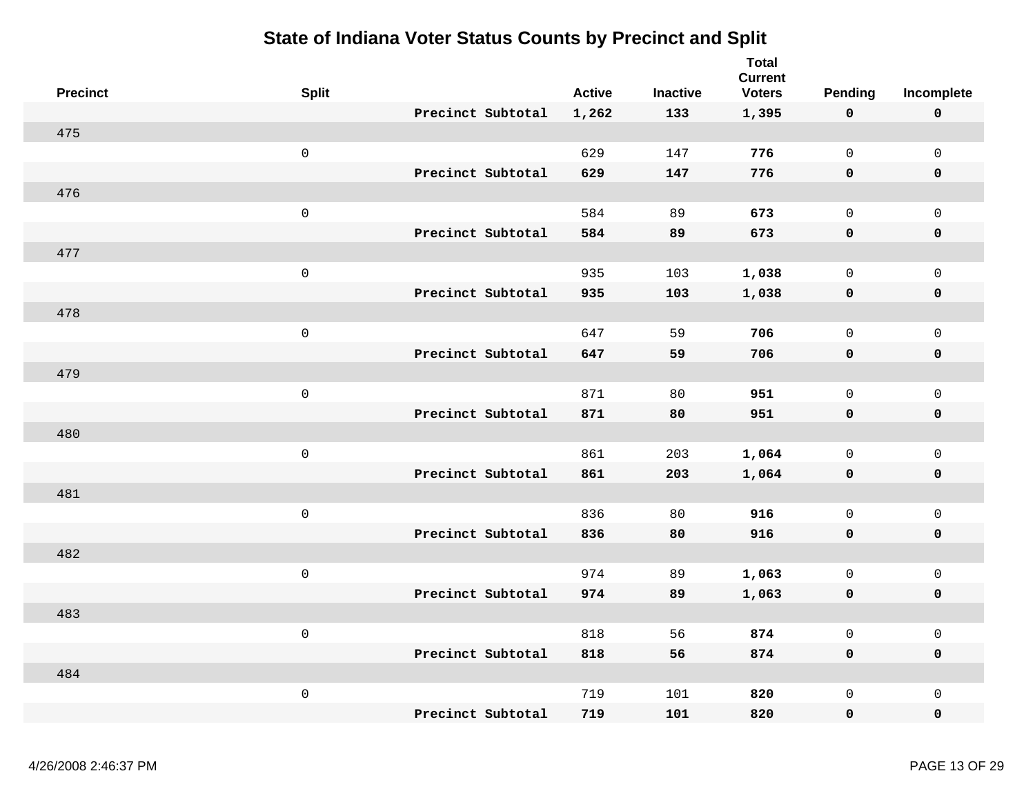# State of Indiana Voter Status Counts by Precinct and Split

| Precinct | Split | | Active | Inactive | Total Current Voters | Pending | Incomplete |
|---|---|---|---|---|---|---|---|
| | | **Precinct Subtotal** | **1,262** | **133** | **1,395** | **0** | **0** |
| 475 | | | | | | | |
| | 0 | | 629 | 147 | **776** | 0 | 0 |
| | | **Precinct Subtotal** | **629** | **147** | **776** | **0** | **0** |
| 476 | | | | | | | |
| | 0 | | 584 | 89 | **673** | 0 | 0 |
| | | **Precinct Subtotal** | **584** | **89** | **673** | **0** | **0** |
| 477 | | | | | | | |
| | 0 | | 935 | 103 | **1,038** | 0 | 0 |
| | | **Precinct Subtotal** | **935** | **103** | **1,038** | **0** | **0** |
| 478 | | | | | | | |
| | 0 | | 647 | 59 | **706** | 0 | 0 |
| | | **Precinct Subtotal** | **647** | **59** | **706** | **0** | **0** |
| 479 | | | | | | | |
| | 0 | | 871 | 80 | **951** | 0 | 0 |
| | | **Precinct Subtotal** | **871** | **80** | **951** | **0** | **0** |
| 480 | | | | | | | |
| | 0 | | 861 | 203 | **1,064** | 0 | 0 |
| | | **Precinct Subtotal** | **861** | **203** | **1,064** | **0** | **0** |
| 481 | | | | | | | |
| | 0 | | 836 | 80 | **916** | 0 | 0 |
| | | **Precinct Subtotal** | **836** | **80** | **916** | **0** | **0** |
| 482 | | | | | | | |
| | 0 | | 974 | 89 | **1,063** | 0 | 0 |
| | | **Precinct Subtotal** | **974** | **89** | **1,063** | **0** | **0** |
| 483 | | | | | | | |
| | 0 | | 818 | 56 | **874** | 0 | 0 |
| | | **Precinct Subtotal** | **818** | **56** | **874** | **0** | **0** |
| 484 | | | | | | | |
| | 0 | | 719 | 101 | **820** | 0 | 0 |
| | | **Precinct Subtotal** | **719** | **101** | **820** | **0** | **0** |

4/26/2008 2:46:37 PM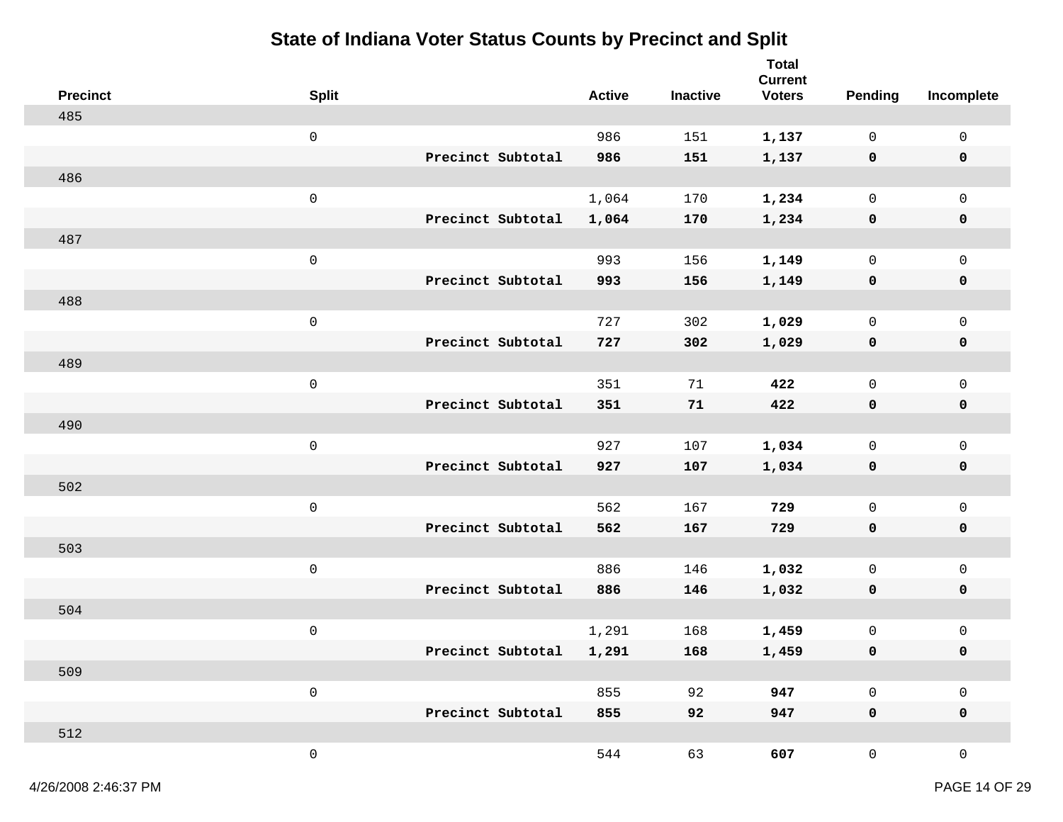# State of Indiana Voter Status Counts by Precinct and Split

| Precinct | Split | | Active | Inactive | Total Current Voters | Pending | Incomplete |
|---|---|---|---|---|---|---|---|
| 485 | | | | | | | |
| | 0 | | 986 | 151 | **1,137** | 0 | 0 |
| | | **Precinct Subtotal** | **986** | **151** | **1,137** | **0** | **0** |
| 486 | | | | | | | |
| | 0 | | 1,064 | 170 | **1,234** | 0 | 0 |
| | | **Precinct Subtotal** | **1,064** | **170** | **1,234** | **0** | **0** |
| 487 | | | | | | | |
| | 0 | | 993 | 156 | **1,149** | 0 | 0 |
| | | **Precinct Subtotal** | **993** | **156** | **1,149** | **0** | **0** |
| 488 | | | | | | | |
| | 0 | | 727 | 302 | **1,029** | 0 | 0 |
| | | **Precinct Subtotal** | **727** | **302** | **1,029** | **0** | **0** |
| 489 | | | | | | | |
| | 0 | | 351 | 71 | **422** | 0 | 0 |
| | | **Precinct Subtotal** | **351** | **71** | **422** | **0** | **0** |
| 490 | | | | | | | |
| | 0 | | 927 | 107 | **1,034** | 0 | 0 |
| | | **Precinct Subtotal** | **927** | **107** | **1,034** | **0** | **0** |
| 502 | | | | | | | |
| | 0 | | 562 | 167 | **729** | 0 | 0 |
| | | **Precinct Subtotal** | **562** | **167** | **729** | **0** | **0** |
| 503 | | | | | | | |
| | 0 | | 886 | 146 | **1,032** | 0 | 0 |
| | | **Precinct Subtotal** | **886** | **146** | **1,032** | **0** | **0** |
| 504 | | | | | | | |
| | 0 | | 1,291 | 168 | **1,459** | 0 | 0 |
| | | **Precinct Subtotal** | **1,291** | **168** | **1,459** | **0** | **0** |
| 509 | | | | | | | |
| | 0 | | 855 | 92 | **947** | 0 | 0 |
| | | **Precinct Subtotal** | **855** | **92** | **947** | **0** | **0** |
| 512 | | | | | | | |
| | 0 | | 544 | 63 | **607** | 0 | 0 |

4/26/2008 2:46:37 PM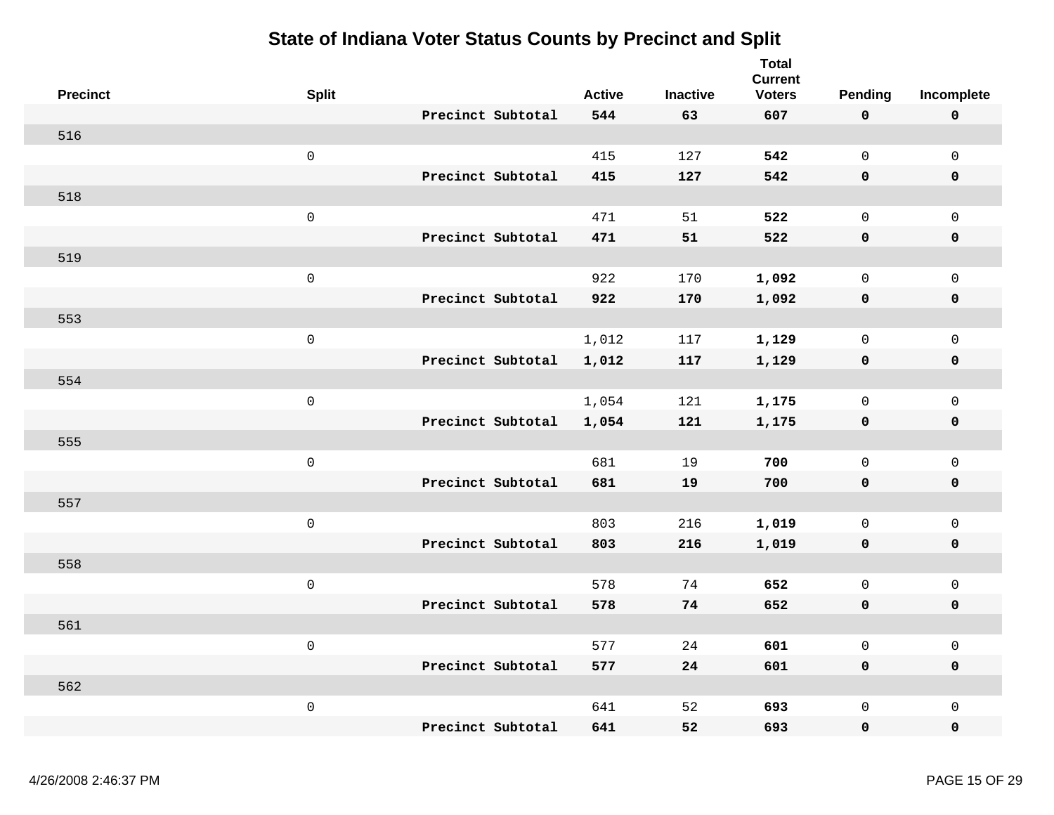# State of Indiana Voter Status Counts by Precinct and Split

| Precinct | Split | | Active | Inactive | Total Current Voters | Pending | Incomplete |
|---|---|---|---|---|---|---|---|
| | | **Precinct Subtotal** | **544** | **63** | **607** | **0** | **0** |
| 516 | | | | | | | |
| | 0 | | 415 | 127 | **542** | 0 | 0 |
| | | **Precinct Subtotal** | **415** | **127** | **542** | **0** | **0** |
| 518 | | | | | | | |
| | 0 | | 471 | 51 | **522** | 0 | 0 |
| | | **Precinct Subtotal** | **471** | **51** | **522** | **0** | **0** |
| 519 | | | | | | | |
| | 0 | | 922 | 170 | **1,092** | 0 | 0 |
| | | **Precinct Subtotal** | **922** | **170** | **1,092** | **0** | **0** |
| 553 | | | | | | | |
| | 0 | | 1,012 | 117 | **1,129** | 0 | 0 |
| | | **Precinct Subtotal** | **1,012** | **117** | **1,129** | **0** | **0** |
| 554 | | | | | | | |
| | 0 | | 1,054 | 121 | **1,175** | 0 | 0 |
| | | **Precinct Subtotal** | **1,054** | **121** | **1,175** | **0** | **0** |
| 555 | | | | | | | |
| | 0 | | 681 | 19 | **700** | 0 | 0 |
| | | **Precinct Subtotal** | **681** | **19** | **700** | **0** | **0** |
| 557 | | | | | | | |
| | 0 | | 803 | 216 | **1,019** | 0 | 0 |
| | | **Precinct Subtotal** | **803** | **216** | **1,019** | **0** | **0** |
| 558 | | | | | | | |
| | 0 | | 578 | 74 | **652** | 0 | 0 |
| | | **Precinct Subtotal** | **578** | **74** | **652** | **0** | **0** |
| 561 | | | | | | | |
| | 0 | | 577 | 24 | **601** | 0 | 0 |
| | | **Precinct Subtotal** | **577** | **24** | **601** | **0** | **0** |
| 562 | | | | | | | |
| | 0 | | 641 | 52 | **693** | 0 | 0 |
| | | **Precinct Subtotal** | **641** | **52** | **693** | **0** | **0** |

4/26/2008 2:46:37 PM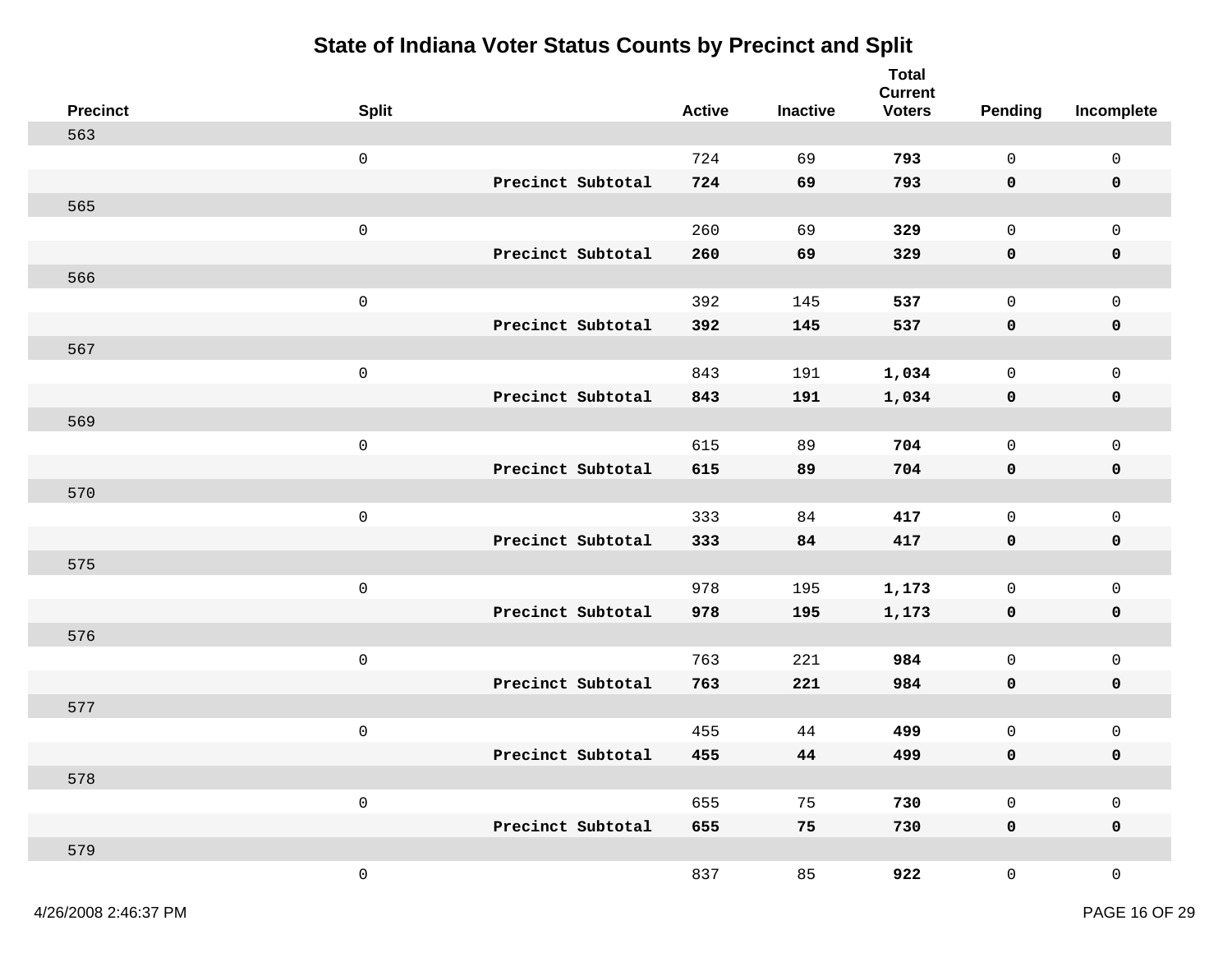# State of Indiana Voter Status Counts by Precinct and Split

| Precinct | Split | | Active | Inactive | Total Current Voters | Pending | Incomplete |
|---|---|---|---|---|---|---|---|
| 563 | | | | | | | |
| | 0 | | 724 | 69 | **793** | 0 | 0 |
| | | **Precinct Subtotal** | **724** | **69** | **793** | **0** | **0** |
| 565 | | | | | | | |
| | 0 | | 260 | 69 | **329** | 0 | 0 |
| | | **Precinct Subtotal** | **260** | **69** | **329** | **0** | **0** |
| 566 | | | | | | | |
| | 0 | | 392 | 145 | **537** | 0 | 0 |
| | | **Precinct Subtotal** | **392** | **145** | **537** | **0** | **0** |
| 567 | | | | | | | |
| | 0 | | 843 | 191 | **1,034** | 0 | 0 |
| | | **Precinct Subtotal** | **843** | **191** | **1,034** | **0** | **0** |
| 569 | | | | | | | |
| | 0 | | 615 | 89 | **704** | 0 | 0 |
| | | **Precinct Subtotal** | **615** | **89** | **704** | **0** | **0** |
| 570 | | | | | | | |
| | 0 | | 333 | 84 | **417** | 0 | 0 |
| | | **Precinct Subtotal** | **333** | **84** | **417** | **0** | **0** |
| 575 | | | | | | | |
| | 0 | | 978 | 195 | **1,173** | 0 | 0 |
| | | **Precinct Subtotal** | **978** | **195** | **1,173** | **0** | **0** |
| 576 | | | | | | | |
| | 0 | | 763 | 221 | **984** | 0 | 0 |
| | | **Precinct Subtotal** | **763** | **221** | **984** | **0** | **0** |
| 577 | | | | | | | |
| | 0 | | 455 | 44 | **499** | 0 | 0 |
| | | **Precinct Subtotal** | **455** | **44** | **499** | **0** | **0** |
| 578 | | | | | | | |
| | 0 | | 655 | 75 | **730** | 0 | 0 |
| | | **Precinct Subtotal** | **655** | **75** | **730** | **0** | **0** |
| 579 | | | | | | | |
| | 0 | | 837 | 85 | **922** | 0 | 0 |

4/26/2008 2:46:37 PM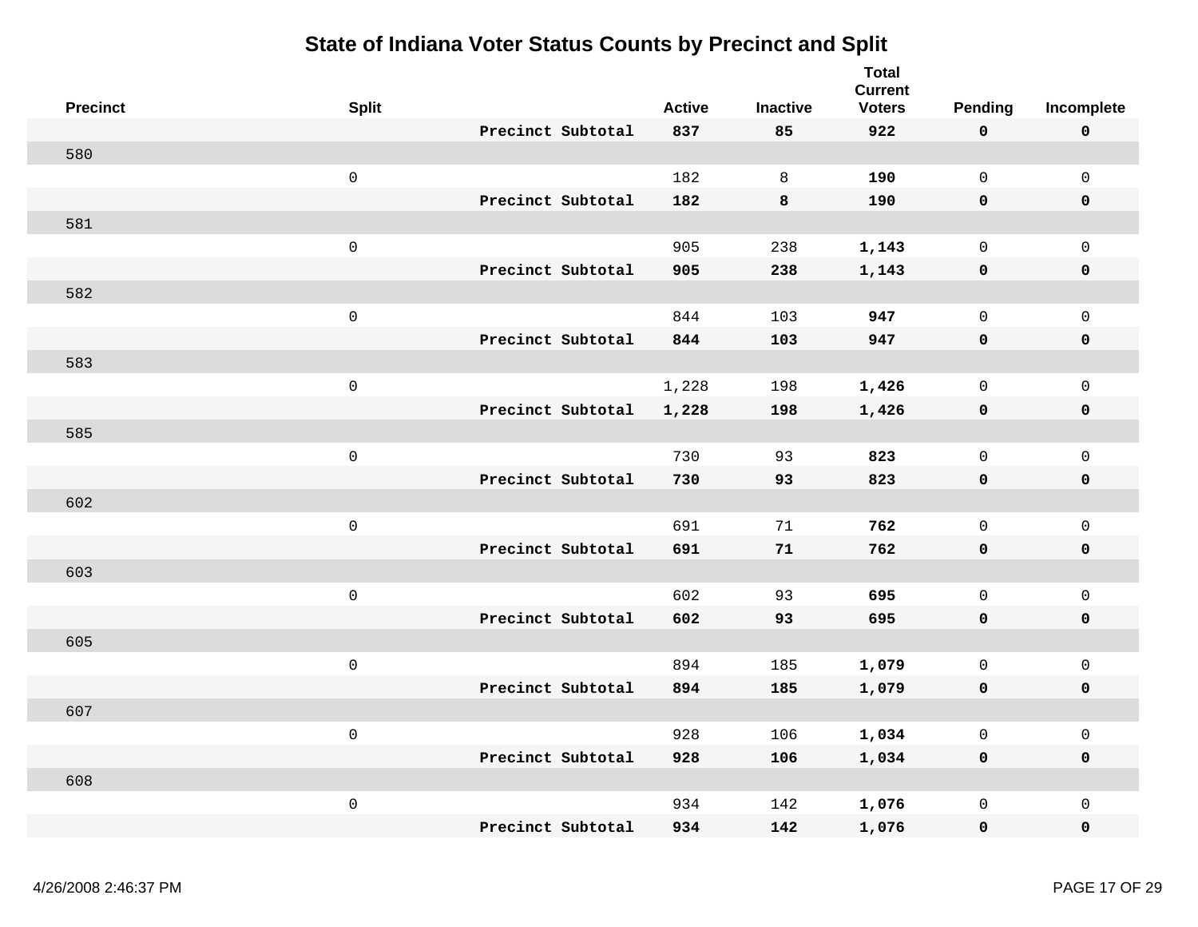# State of Indiana Voter Status Counts by Precinct and Split

| Precinct | Split | | Active | Inactive | Total Current Voters | Pending | Incomplete |
|---|---|---|---|---|---|---|---|
| | | **Precinct Subtotal** | **837** | **85** | **922** | **0** | **0** |
| 580 | | | | | | | |
| | 0 | | 182 | 8 | **190** | 0 | 0 |
| | | **Precinct Subtotal** | **182** | **8** | **190** | **0** | **0** |
| 581 | | | | | | | |
| | 0 | | 905 | 238 | **1,143** | 0 | 0 |
| | | **Precinct Subtotal** | **905** | **238** | **1,143** | **0** | **0** |
| 582 | | | | | | | |
| | 0 | | 844 | 103 | **947** | 0 | 0 |
| | | **Precinct Subtotal** | **844** | **103** | **947** | **0** | **0** |
| 583 | | | | | | | |
| | 0 | | 1,228 | 198 | **1,426** | 0 | 0 |
| | | **Precinct Subtotal** | **1,228** | **198** | **1,426** | **0** | **0** |
| 585 | | | | | | | |
| | 0 | | 730 | 93 | **823** | 0 | 0 |
| | | **Precinct Subtotal** | **730** | **93** | **823** | **0** | **0** |
| 602 | | | | | | | |
| | 0 | | 691 | 71 | **762** | 0 | 0 |
| | | **Precinct Subtotal** | **691** | **71** | **762** | **0** | **0** |
| 603 | | | | | | | |
| | 0 | | 602 | 93 | **695** | 0 | 0 |
| | | **Precinct Subtotal** | **602** | **93** | **695** | **0** | **0** |
| 605 | | | | | | | |
| | 0 | | 894 | 185 | **1,079** | 0 | 0 |
| | | **Precinct Subtotal** | **894** | **185** | **1,079** | **0** | **0** |
| 607 | | | | | | | |
| | 0 | | 928 | 106 | **1,034** | 0 | 0 |
| | | **Precinct Subtotal** | **928** | **106** | **1,034** | **0** | **0** |
| 608 | | | | | | | |
| | 0 | | 934 | 142 | **1,076** | 0 | 0 |
| | | **Precinct Subtotal** | **934** | **142** | **1,076** | **0** | **0** |

4/26/2008 2:46:37 PM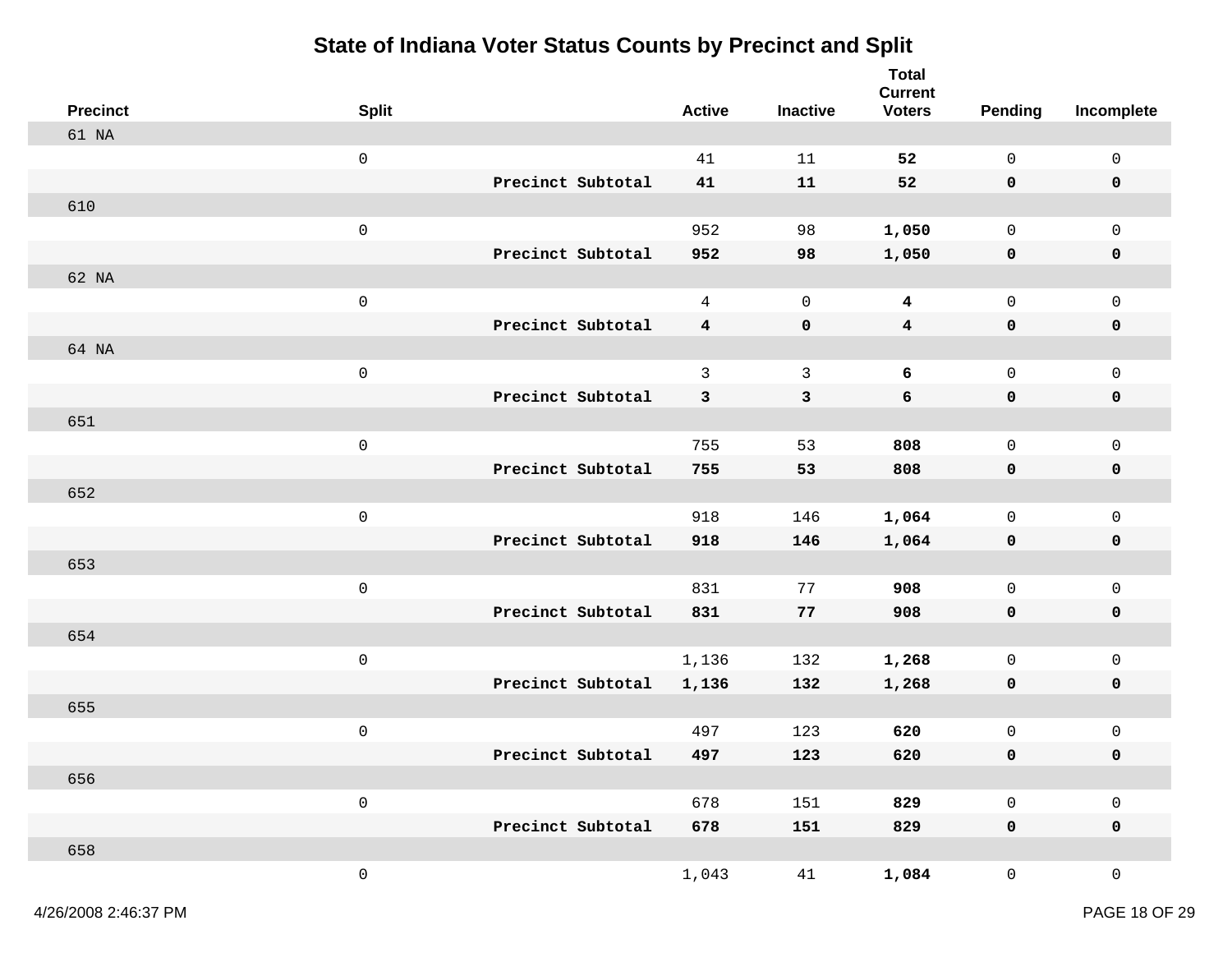# State of Indiana Voter Status Counts by Precinct and Split

| Precinct | Split | | Active | Inactive | Total Current Voters | Pending | Incomplete |
|---|---|---|---|---|---|---|---|
| 61 NA | | | | | | | |
| | 0 | | 41 | 11 | **52** | 0 | 0 |
| | | **Precinct Subtotal** | **41** | **11** | **52** | **0** | **0** |
| 610 | | | | | | | |
| | 0 | | 952 | 98 | **1,050** | 0 | 0 |
| | | **Precinct Subtotal** | **952** | **98** | **1,050** | **0** | **0** |
| 62 NA | | | | | | | |
| | 0 | | 4 | 0 | **4** | 0 | 0 |
| | | **Precinct Subtotal** | **4** | **0** | **4** | **0** | **0** |
| 64 NA | | | | | | | |
| | 0 | | 3 | 3 | **6** | 0 | 0 |
| | | **Precinct Subtotal** | **3** | **3** | **6** | **0** | **0** |
| 651 | | | | | | | |
| | 0 | | 755 | 53 | **808** | 0 | 0 |
| | | **Precinct Subtotal** | **755** | **53** | **808** | **0** | **0** |
| 652 | | | | | | | |
| | 0 | | 918 | 146 | **1,064** | 0 | 0 |
| | | **Precinct Subtotal** | **918** | **146** | **1,064** | **0** | **0** |
| 653 | | | | | | | |
| | 0 | | 831 | 77 | **908** | 0 | 0 |
| | | **Precinct Subtotal** | **831** | **77** | **908** | **0** | **0** |
| 654 | | | | | | | |
| | 0 | | 1,136 | 132 | **1,268** | 0 | 0 |
| | | **Precinct Subtotal** | **1,136** | **132** | **1,268** | **0** | **0** |
| 655 | | | | | | | |
| | 0 | | 497 | 123 | **620** | 0 | 0 |
| | | **Precinct Subtotal** | **497** | **123** | **620** | **0** | **0** |
| 656 | | | | | | | |
| | 0 | | 678 | 151 | **829** | 0 | 0 |
| | | **Precinct Subtotal** | **678** | **151** | **829** | **0** | **0** |
| 658 | | | | | | | |
| | 0 | | 1,043 | 41 | **1,084** | 0 | 0 |

4/26/2008 2:46:37 PM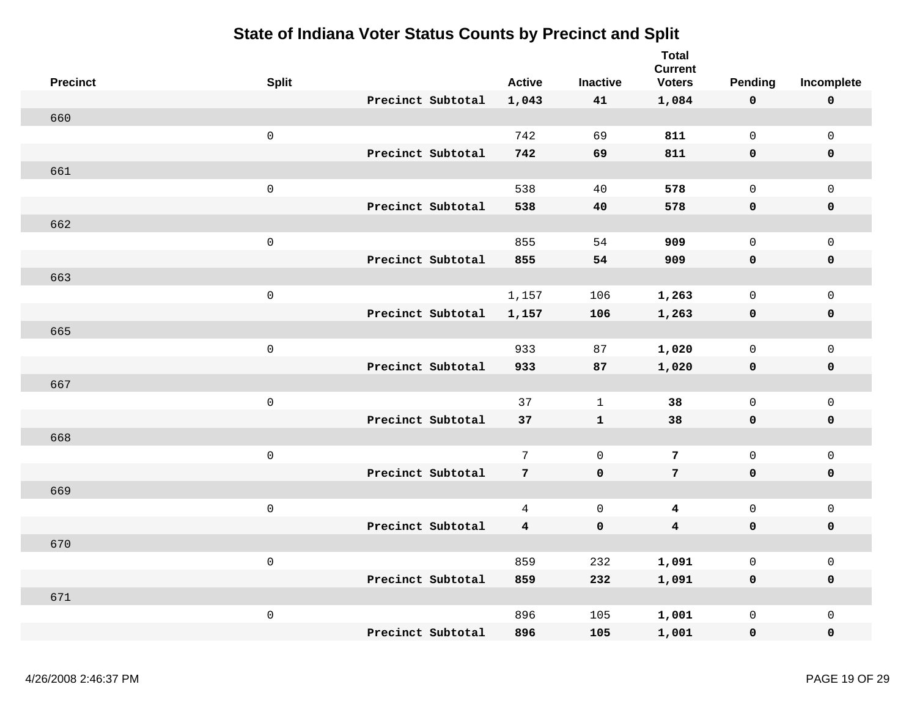# State of Indiana Voter Status Counts by Precinct and Split

| Precinct | Split | | Active | Inactive | Total Current Voters | Pending | Incomplete |
|---|---|---|---|---|---|---|---|
| | | **Precinct Subtotal** | **1,043** | **41** | **1,084** | **0** | **0** |
| 660 | | | | | | | |
| | 0 | | 742 | 69 | **811** | 0 | 0 |
| | | **Precinct Subtotal** | **742** | **69** | **811** | **0** | **0** |
| 661 | | | | | | | |
| | 0 | | 538 | 40 | **578** | 0 | 0 |
| | | **Precinct Subtotal** | **538** | **40** | **578** | **0** | **0** |
| 662 | | | | | | | |
| | 0 | | 855 | 54 | **909** | 0 | 0 |
| | | **Precinct Subtotal** | **855** | **54** | **909** | **0** | **0** |
| 663 | | | | | | | |
| | 0 | | 1,157 | 106 | **1,263** | 0 | 0 |
| | | **Precinct Subtotal** | **1,157** | **106** | **1,263** | **0** | **0** |
| 665 | | | | | | | |
| | 0 | | 933 | 87 | **1,020** | 0 | 0 |
| | | **Precinct Subtotal** | **933** | **87** | **1,020** | **0** | **0** |
| 667 | | | | | | | |
| | 0 | | 37 | 1 | **38** | 0 | 0 |
| | | **Precinct Subtotal** | **37** | **1** | **38** | **0** | **0** |
| 668 | | | | | | | |
| | 0 | | 7 | 0 | **7** | 0 | 0 |
| | | **Precinct Subtotal** | **7** | **0** | **7** | **0** | **0** |
| 669 | | | | | | | |
| | 0 | | 4 | 0 | **4** | 0 | 0 |
| | | **Precinct Subtotal** | **4** | **0** | **4** | **0** | **0** |
| 670 | | | | | | | |
| | 0 | | 859 | 232 | **1,091** | 0 | 0 |
| | | **Precinct Subtotal** | **859** | **232** | **1,091** | **0** | **0** |
| 671 | | | | | | | |
| | 0 | | 896 | 105 | **1,001** | 0 | 0 |
| | | **Precinct Subtotal** | **896** | **105** | **1,001** | **0** | **0** |

4/26/2008 2:46:37 PM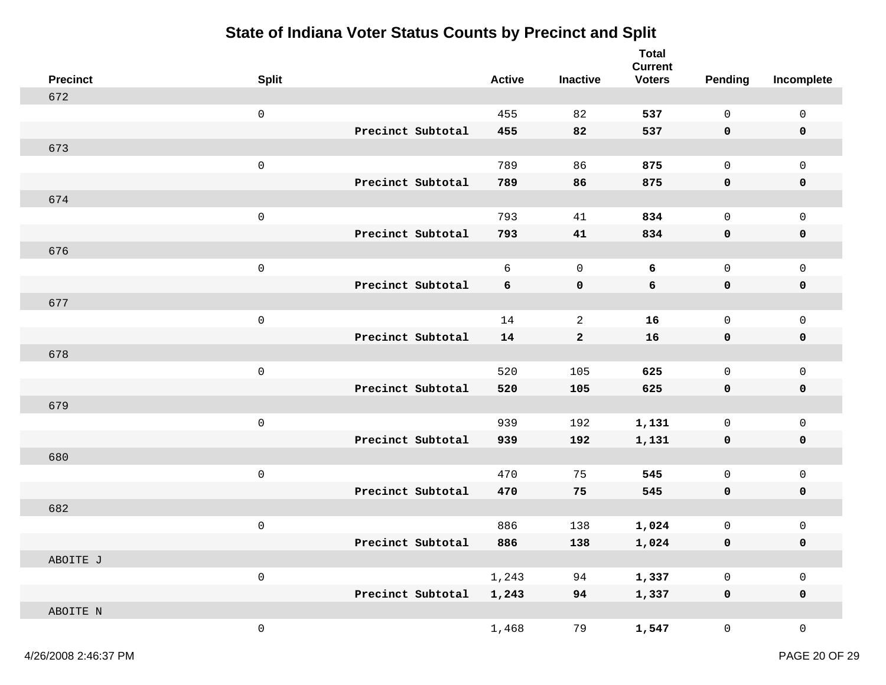# State of Indiana Voter Status Counts by Precinct and Split

| Precinct | Split | | Active | Inactive | Total Current Voters | Pending | Incomplete |
|---|---|---|---|---|---|---|---|
| 672 | | | | | | | |
| | 0 | | 455 | 82 | **537** | 0 | 0 |
| | | **Precinct Subtotal** | **455** | **82** | **537** | **0** | **0** |
| 673 | | | | | | | |
| | 0 | | 789 | 86 | **875** | 0 | 0 |
| | | **Precinct Subtotal** | **789** | **86** | **875** | **0** | **0** |
| 674 | | | | | | | |
| | 0 | | 793 | 41 | **834** | 0 | 0 |
| | | **Precinct Subtotal** | **793** | **41** | **834** | **0** | **0** |
| 676 | | | | | | | |
| | 0 | | 6 | 0 | **6** | 0 | 0 |
| | | **Precinct Subtotal** | **6** | **0** | **6** | **0** | **0** |
| 677 | | | | | | | |
| | 0 | | 14 | 2 | **16** | 0 | 0 |
| | | **Precinct Subtotal** | **14** | **2** | **16** | **0** | **0** |
| 678 | | | | | | | |
| | 0 | | 520 | 105 | **625** | 0 | 0 |
| | | **Precinct Subtotal** | **520** | **105** | **625** | **0** | **0** |
| 679 | | | | | | | |
| | 0 | | 939 | 192 | **1,131** | 0 | 0 |
| | | **Precinct Subtotal** | **939** | **192** | **1,131** | **0** | **0** |
| 680 | | | | | | | |
| | 0 | | 470 | 75 | **545** | 0 | 0 |
| | | **Precinct Subtotal** | **470** | **75** | **545** | **0** | **0** |
| 682 | | | | | | | |
| | 0 | | 886 | 138 | **1,024** | 0 | 0 |
| | | **Precinct Subtotal** | **886** | **138** | **1,024** | **0** | **0** |
| ABOITE J | | | | | | | |
| | 0 | | 1,243 | 94 | **1,337** | 0 | 0 |
| | | **Precinct Subtotal** | **1,243** | **94** | **1,337** | **0** | **0** |
| ABOITE N | | | | | | | |
| | 0 | | 1,468 | 79 | **1,547** | 0 | 0 |

4/26/2008 2:46:37 PM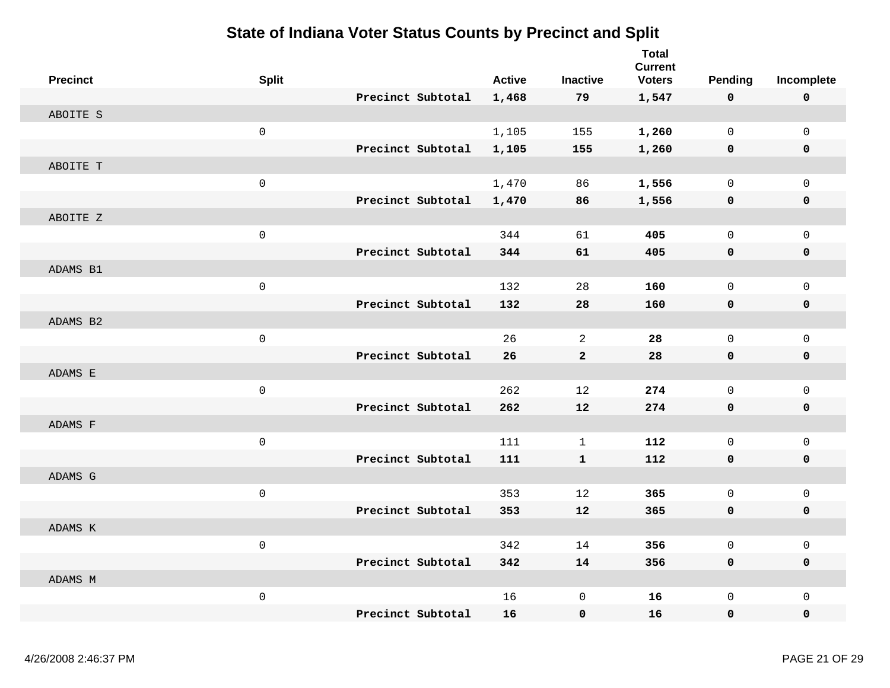# State of Indiana Voter Status Counts by Precinct and Split

| Precinct | Split | | Active | Inactive | Total Current Voters | Pending | Incomplete |
|---|---|---|---|---|---|---|---|
| | | **Precinct Subtotal** | **1,468** | **79** | **1,547** | **0** | **0** |
| ABOITE S | | | | | | | |
| | 0 | | 1,105 | 155 | **1,260** | 0 | 0 |
| | | **Precinct Subtotal** | **1,105** | **155** | **1,260** | **0** | **0** |
| ABOITE T | | | | | | | |
| | 0 | | 1,470 | 86 | **1,556** | 0 | 0 |
| | | **Precinct Subtotal** | **1,470** | **86** | **1,556** | **0** | **0** |
| ABOITE Z | | | | | | | |
| | 0 | | 344 | 61 | **405** | 0 | 0 |
| | | **Precinct Subtotal** | **344** | **61** | **405** | **0** | **0** |
| ADAMS B1 | | | | | | | |
| | 0 | | 132 | 28 | **160** | 0 | 0 |
| | | **Precinct Subtotal** | **132** | **28** | **160** | **0** | **0** |
| ADAMS B2 | | | | | | | |
| | 0 | | 26 | 2 | **28** | 0 | 0 |
| | | **Precinct Subtotal** | **26** | **2** | **28** | **0** | **0** |
| ADAMS E | | | | | | | |
| | 0 | | 262 | 12 | **274** | 0 | 0 |
| | | **Precinct Subtotal** | **262** | **12** | **274** | **0** | **0** |
| ADAMS F | | | | | | | |
| | 0 | | 111 | 1 | **112** | 0 | 0 |
| | | **Precinct Subtotal** | **111** | **1** | **112** | **0** | **0** |
| ADAMS G | | | | | | | |
| | 0 | | 353 | 12 | **365** | 0 | 0 |
| | | **Precinct Subtotal** | **353** | **12** | **365** | **0** | **0** |
| ADAMS K | | | | | | | |
| | 0 | | 342 | 14 | **356** | 0 | 0 |
| | | **Precinct Subtotal** | **342** | **14** | **356** | **0** | **0** |
| ADAMS M | | | | | | | |
| | 0 | | 16 | 0 | **16** | 0 | 0 |
| | | **Precinct Subtotal** | **16** | **0** | **16** | **0** | **0** |

4/26/2008 2:46:37 PM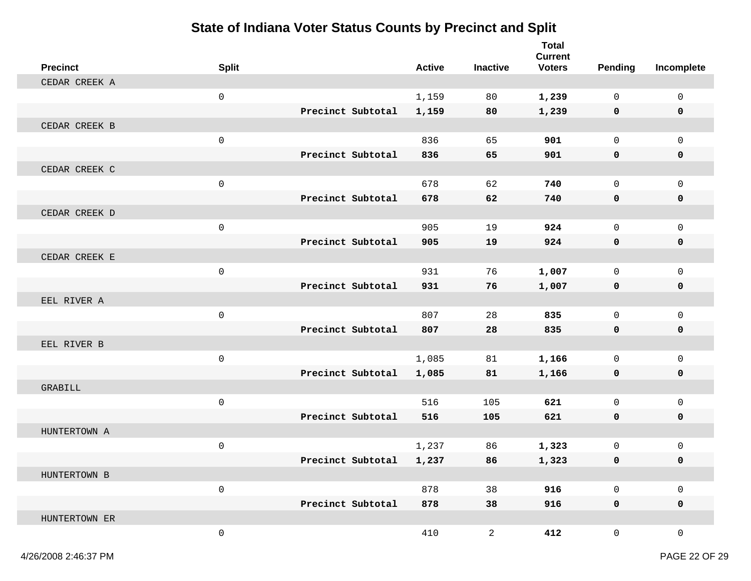# State of Indiana Voter Status Counts by Precinct and Split

| Precinct | Split | | Active | Inactive | Total Current Voters | Pending | Incomplete |
|---|---|---|---|---|---|---|---|
| CEDAR CREEK A | | | | | | | |
| | 0 | | 1,159 | 80 | **1,239** | 0 | 0 |
| | | **Precinct Subtotal** | **1,159** | **80** | **1,239** | **0** | **0** |
| CEDAR CREEK B | | | | | | | |
| | 0 | | 836 | 65 | **901** | 0 | 0 |
| | | **Precinct Subtotal** | **836** | **65** | **901** | **0** | **0** |
| CEDAR CREEK C | | | | | | | |
| | 0 | | 678 | 62 | **740** | 0 | 0 |
| | | **Precinct Subtotal** | **678** | **62** | **740** | **0** | **0** |
| CEDAR CREEK D | | | | | | | |
| | 0 | | 905 | 19 | **924** | 0 | 0 |
| | | **Precinct Subtotal** | **905** | **19** | **924** | **0** | **0** |
| CEDAR CREEK E | | | | | | | |
| | 0 | | 931 | 76 | **1,007** | 0 | 0 |
| | | **Precinct Subtotal** | **931** | **76** | **1,007** | **0** | **0** |
| EEL RIVER A | | | | | | | |
| | 0 | | 807 | 28 | **835** | 0 | 0 |
| | | **Precinct Subtotal** | **807** | **28** | **835** | **0** | **0** |
| EEL RIVER B | | | | | | | |
| | 0 | | 1,085 | 81 | **1,166** | 0 | 0 |
| | | **Precinct Subtotal** | **1,085** | **81** | **1,166** | **0** | **0** |
| GRABILL | | | | | | | |
| | 0 | | 516 | 105 | **621** | 0 | 0 |
| | | **Precinct Subtotal** | **516** | **105** | **621** | **0** | **0** |
| HUNTERTOWN A | | | | | | | |
| | 0 | | 1,237 | 86 | **1,323** | 0 | 0 |
| | | **Precinct Subtotal** | **1,237** | **86** | **1,323** | **0** | **0** |
| HUNTERTOWN B | | | | | | | |
| | 0 | | 878 | 38 | **916** | 0 | 0 |
| | | **Precinct Subtotal** | **878** | **38** | **916** | **0** | **0** |
| HUNTERTOWN ER | | | | | | | |
| | 0 | | 410 | 2 | **412** | 0 | 0 |

4/26/2008 2:46:37 PM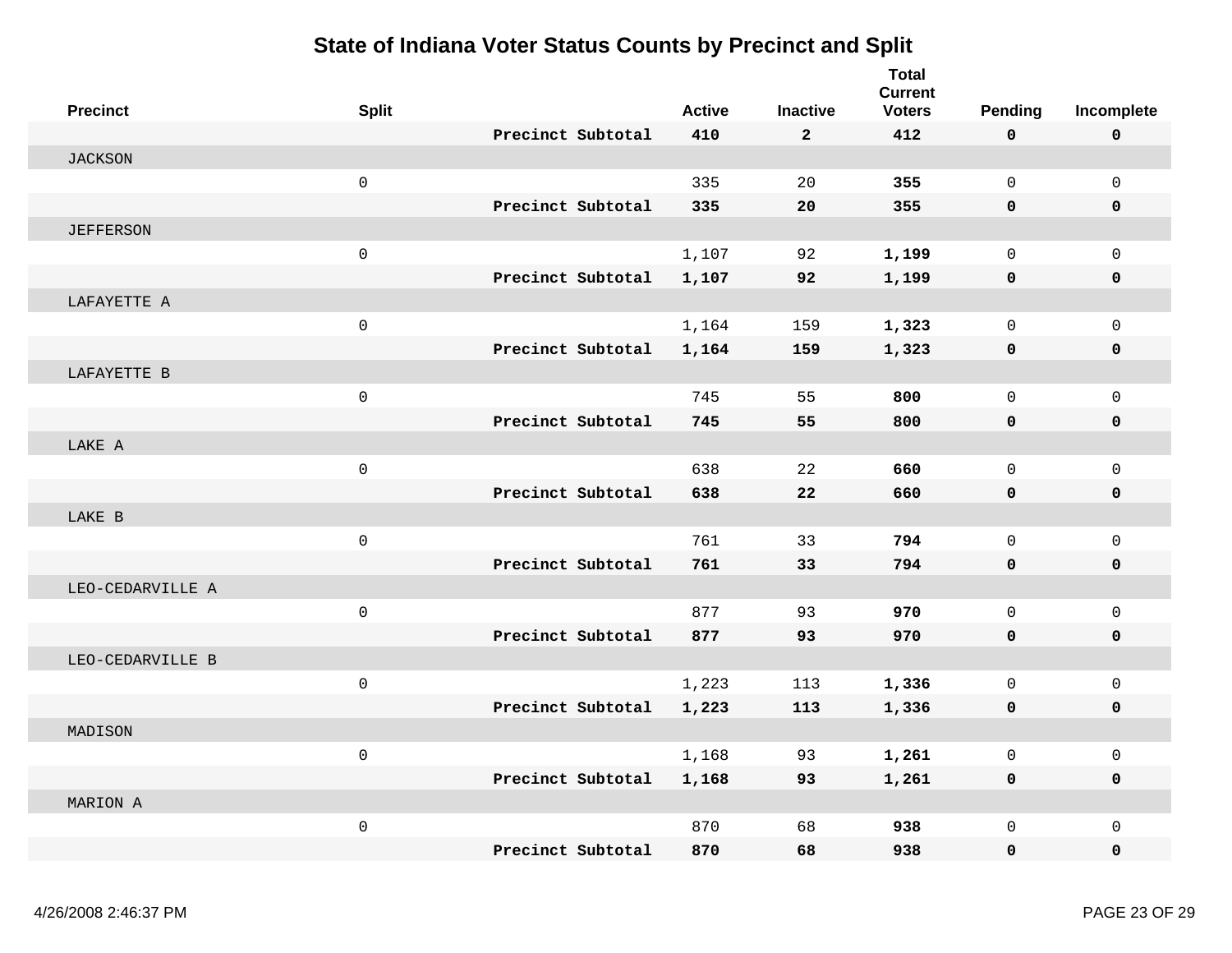# State of Indiana Voter Status Counts by Precinct and Split

| Precinct | Split | | Active | Inactive | Total Current Voters | Pending | Incomplete |
|---|---|---|---|---|---|---|---|
| | | **Precinct Subtotal** | **410** | **2** | **412** | **0** | **0** |
| JACKSON | | | | | | | |
| | 0 | | 335 | 20 | **355** | 0 | 0 |
| | | **Precinct Subtotal** | **335** | **20** | **355** | **0** | **0** |
| JEFFERSON | | | | | | | |
| | 0 | | 1,107 | 92 | **1,199** | 0 | 0 |
| | | **Precinct Subtotal** | **1,107** | **92** | **1,199** | **0** | **0** |
| LAFAYETTE A | | | | | | | |
| | 0 | | 1,164 | 159 | **1,323** | 0 | 0 |
| | | **Precinct Subtotal** | **1,164** | **159** | **1,323** | **0** | **0** |
| LAFAYETTE B | | | | | | | |
| | 0 | | 745 | 55 | **800** | 0 | 0 |
| | | **Precinct Subtotal** | **745** | **55** | **800** | **0** | **0** |
| LAKE A | | | | | | | |
| | 0 | | 638 | 22 | **660** | 0 | 0 |
| | | **Precinct Subtotal** | **638** | **22** | **660** | **0** | **0** |
| LAKE B | | | | | | | |
| | 0 | | 761 | 33 | **794** | 0 | 0 |
| | | **Precinct Subtotal** | **761** | **33** | **794** | **0** | **0** |
| LEO-CEDARVILLE A | | | | | | | |
| | 0 | | 877 | 93 | **970** | 0 | 0 |
| | | **Precinct Subtotal** | **877** | **93** | **970** | **0** | **0** |
| LEO-CEDARVILLE B | | | | | | | |
| | 0 | | 1,223 | 113 | **1,336** | 0 | 0 |
| | | **Precinct Subtotal** | **1,223** | **113** | **1,336** | **0** | **0** |
| MADISON | | | | | | | |
| | 0 | | 1,168 | 93 | **1,261** | 0 | 0 |
| | | **Precinct Subtotal** | **1,168** | **93** | **1,261** | **0** | **0** |
| MARION A | | | | | | | |
| | 0 | | 870 | 68 | **938** | 0 | 0 |
| | | **Precinct Subtotal** | **870** | **68** | **938** | **0** | **0** |

4/26/2008 2:46:37 PM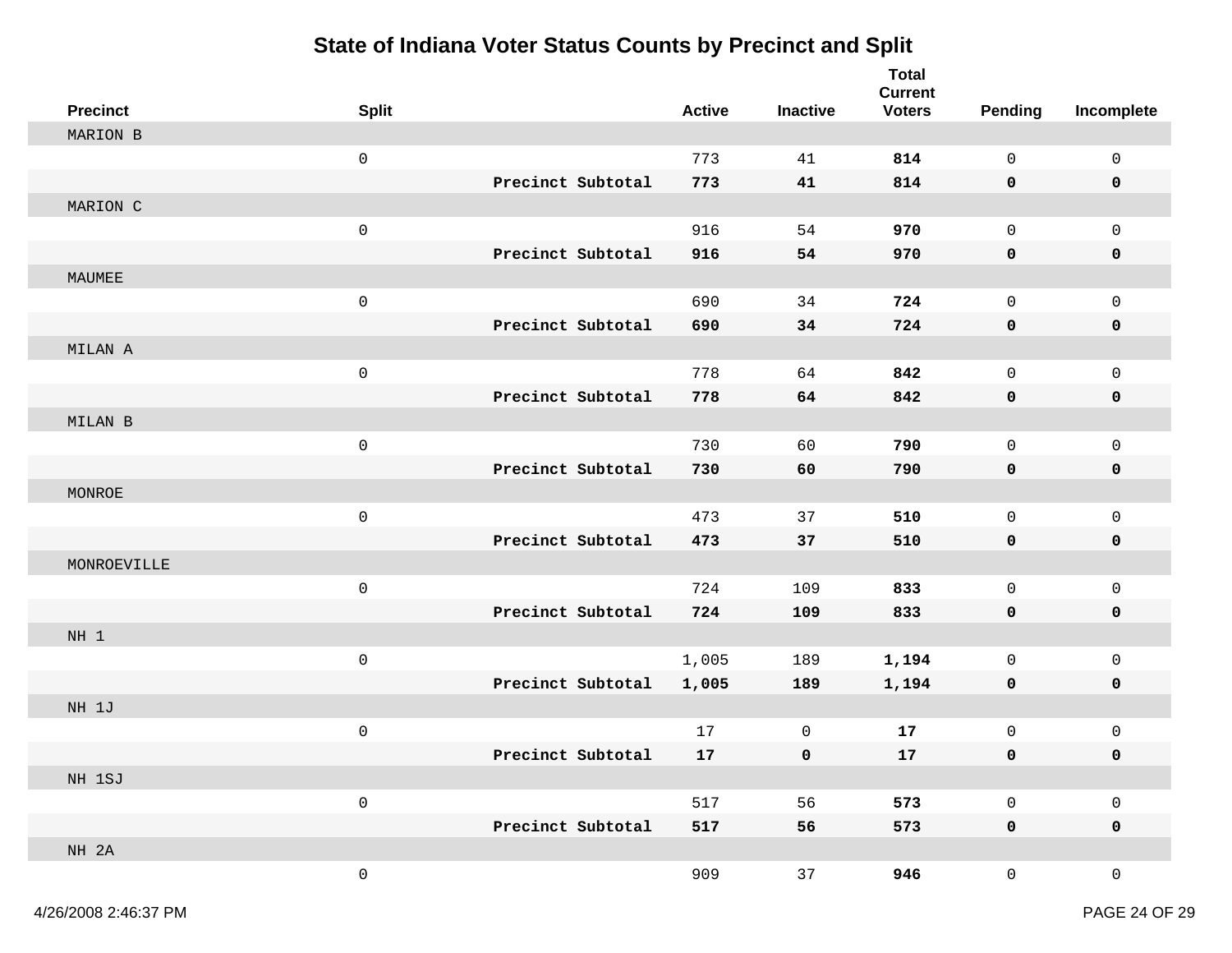# State of Indiana Voter Status Counts by Precinct and Split

| Precinct | Split | | Active | Inactive | Total Current Voters | Pending | Incomplete |
|---|---|---|---|---|---|---|---|
| MARION B | | | | | | | |
| | 0 | | 773 | 41 | **814** | 0 | 0 |
| | | **Precinct Subtotal** | **773** | **41** | **814** | **0** | **0** |
| MARION C | | | | | | | |
| | 0 | | 916 | 54 | **970** | 0 | 0 |
| | | **Precinct Subtotal** | **916** | **54** | **970** | **0** | **0** |
| MAUMEE | | | | | | | |
| | 0 | | 690 | 34 | **724** | 0 | 0 |
| | | **Precinct Subtotal** | **690** | **34** | **724** | **0** | **0** |
| MILAN A | | | | | | | |
| | 0 | | 778 | 64 | **842** | 0 | 0 |
| | | **Precinct Subtotal** | **778** | **64** | **842** | **0** | **0** |
| MILAN B | | | | | | | |
| | 0 | | 730 | 60 | **790** | 0 | 0 |
| | | **Precinct Subtotal** | **730** | **60** | **790** | **0** | **0** |
| MONROE | | | | | | | |
| | 0 | | 473 | 37 | **510** | 0 | 0 |
| | | **Precinct Subtotal** | **473** | **37** | **510** | **0** | **0** |
| MONROEVILLE | | | | | | | |
| | 0 | | 724 | 109 | **833** | 0 | 0 |
| | | **Precinct Subtotal** | **724** | **109** | **833** | **0** | **0** |
| NH 1 | | | | | | | |
| | 0 | | 1,005 | 189 | **1,194** | 0 | 0 |
| | | **Precinct Subtotal** | **1,005** | **189** | **1,194** | **0** | **0** |
| NH 1J | | | | | | | |
| | 0 | | 17 | 0 | **17** | 0 | 0 |
| | | **Precinct Subtotal** | **17** | **0** | **17** | **0** | **0** |
| NH 1SJ | | | | | | | |
| | 0 | | 517 | 56 | **573** | 0 | 0 |
| | | **Precinct Subtotal** | **517** | **56** | **573** | **0** | **0** |
| NH 2A | | | | | | | |
| | 0 | | 909 | 37 | **946** | 0 | 0 |

4/26/2008 2:46:37 PM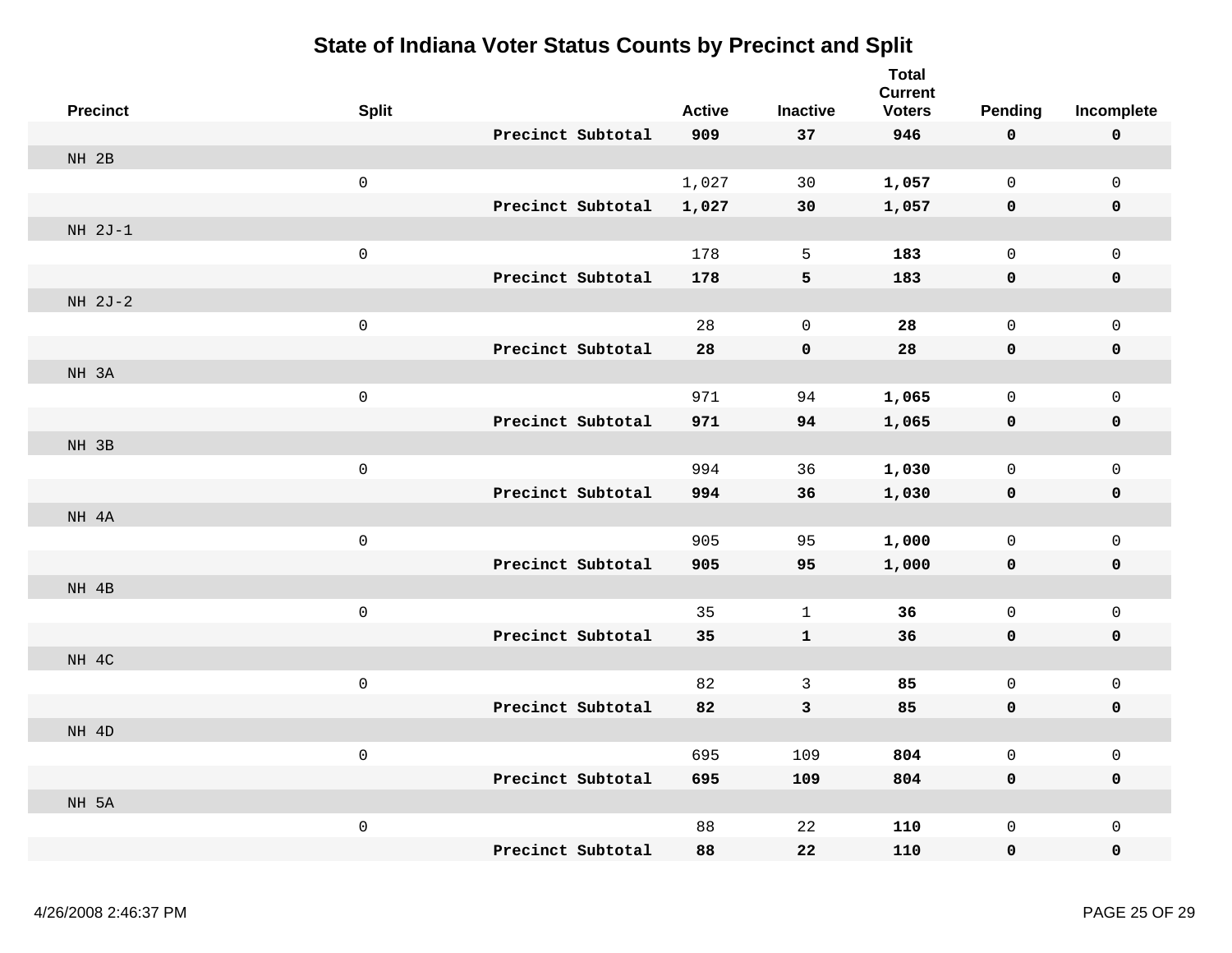# State of Indiana Voter Status Counts by Precinct and Split

| Precinct | Split | | Active | Inactive | Total Current Voters | Pending | Incomplete |
|---|---|---|---|---|---|---|---|
| | | **Precinct Subtotal** | **909** | **37** | **946** | **0** | **0** |
| NH 2B | | | | | | | |
| | 0 | | 1,027 | 30 | **1,057** | 0 | 0 |
| | | **Precinct Subtotal** | **1,027** | **30** | **1,057** | **0** | **0** |
| NH 2J-1 | | | | | | | |
| | 0 | | 178 | 5 | **183** | 0 | 0 |
| | | **Precinct Subtotal** | **178** | **5** | **183** | **0** | **0** |
| NH 2J-2 | | | | | | | |
| | 0 | | 28 | 0 | **28** | 0 | 0 |
| | | **Precinct Subtotal** | **28** | **0** | **28** | **0** | **0** |
| NH 3A | | | | | | | |
| | 0 | | 971 | 94 | **1,065** | 0 | 0 |
| | | **Precinct Subtotal** | **971** | **94** | **1,065** | **0** | **0** |
| NH 3B | | | | | | | |
| | 0 | | 994 | 36 | **1,030** | 0 | 0 |
| | | **Precinct Subtotal** | **994** | **36** | **1,030** | **0** | **0** |
| NH 4A | | | | | | | |
| | 0 | | 905 | 95 | **1,000** | 0 | 0 |
| | | **Precinct Subtotal** | **905** | **95** | **1,000** | **0** | **0** |
| NH 4B | | | | | | | |
| | 0 | | 35 | 1 | **36** | 0 | 0 |
| | | **Precinct Subtotal** | **35** | **1** | **36** | **0** | **0** |
| NH 4C | | | | | | | |
| | 0 | | 82 | 3 | **85** | 0 | 0 |
| | | **Precinct Subtotal** | **82** | **3** | **85** | **0** | **0** |
| NH 4D | | | | | | | |
| | 0 | | 695 | 109 | **804** | 0 | 0 |
| | | **Precinct Subtotal** | **695** | **109** | **804** | **0** | **0** |
| NH 5A | | | | | | | |
| | 0 | | 88 | 22 | **110** | 0 | 0 |
| | | **Precinct Subtotal** | **88** | **22** | **110** | **0** | **0** |

4/26/2008 2:46:37 PM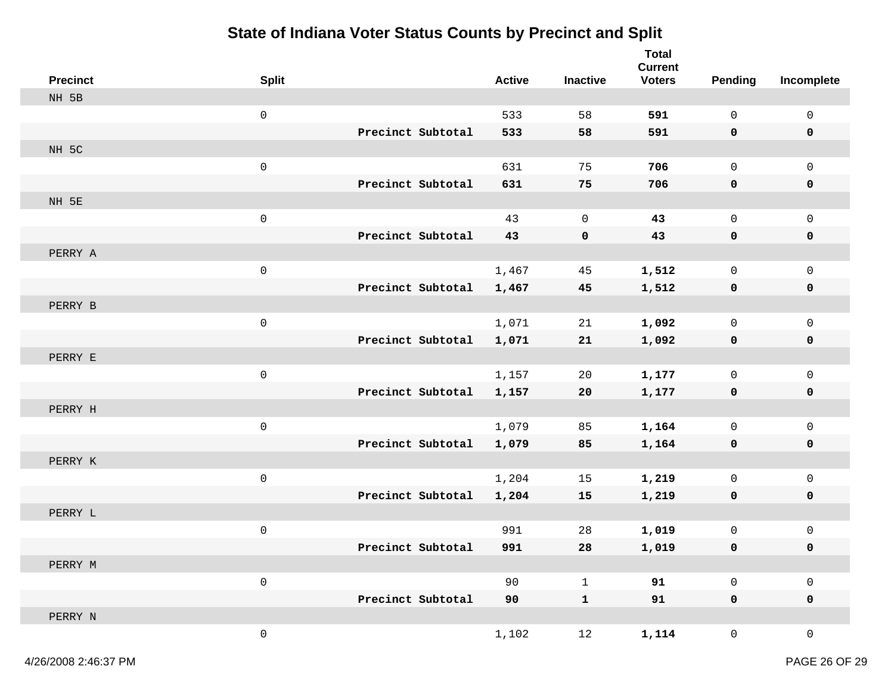# State of Indiana Voter Status Counts by Precinct and Split

| Precinct | Split | | Active | Inactive | Total Current Voters | Pending | Incomplete |
|---|---|---|---|---|---|---|---|
| NH 5B | | | | | | | |
| | 0 | | 533 | 58 | **591** | 0 | 0 |
| | | **Precinct Subtotal** | **533** | **58** | **591** | **0** | **0** |
| NH 5C | | | | | | | |
| | 0 | | 631 | 75 | **706** | 0 | 0 |
| | | **Precinct Subtotal** | **631** | **75** | **706** | **0** | **0** |
| NH 5E | | | | | | | |
| | 0 | | 43 | 0 | **43** | 0 | 0 |
| | | **Precinct Subtotal** | **43** | **0** | **43** | **0** | **0** |
| PERRY A | | | | | | | |
| | 0 | | 1,467 | 45 | **1,512** | 0 | 0 |
| | | **Precinct Subtotal** | **1,467** | **45** | **1,512** | **0** | **0** |
| PERRY B | | | | | | | |
| | 0 | | 1,071 | 21 | **1,092** | 0 | 0 |
| | | **Precinct Subtotal** | **1,071** | **21** | **1,092** | **0** | **0** |
| PERRY E | | | | | | | |
| | 0 | | 1,157 | 20 | **1,177** | 0 | 0 |
| | | **Precinct Subtotal** | **1,157** | **20** | **1,177** | **0** | **0** |
| PERRY H | | | | | | | |
| | 0 | | 1,079 | 85 | **1,164** | 0 | 0 |
| | | **Precinct Subtotal** | **1,079** | **85** | **1,164** | **0** | **0** |
| PERRY K | | | | | | | |
| | 0 | | 1,204 | 15 | **1,219** | 0 | 0 |
| | | **Precinct Subtotal** | **1,204** | **15** | **1,219** | **0** | **0** |
| PERRY L | | | | | | | |
| | 0 | | 991 | 28 | **1,019** | 0 | 0 |
| | | **Precinct Subtotal** | **991** | **28** | **1,019** | **0** | **0** |
| PERRY M | | | | | | | |
| | 0 | | 90 | 1 | **91** | 0 | 0 |
| | | **Precinct Subtotal** | **90** | **1** | **91** | **0** | **0** |
| PERRY N | | | | | | | |
| | 0 | | 1,102 | 12 | **1,114** | 0 | 0 |

4/26/2008 2:46:37 PM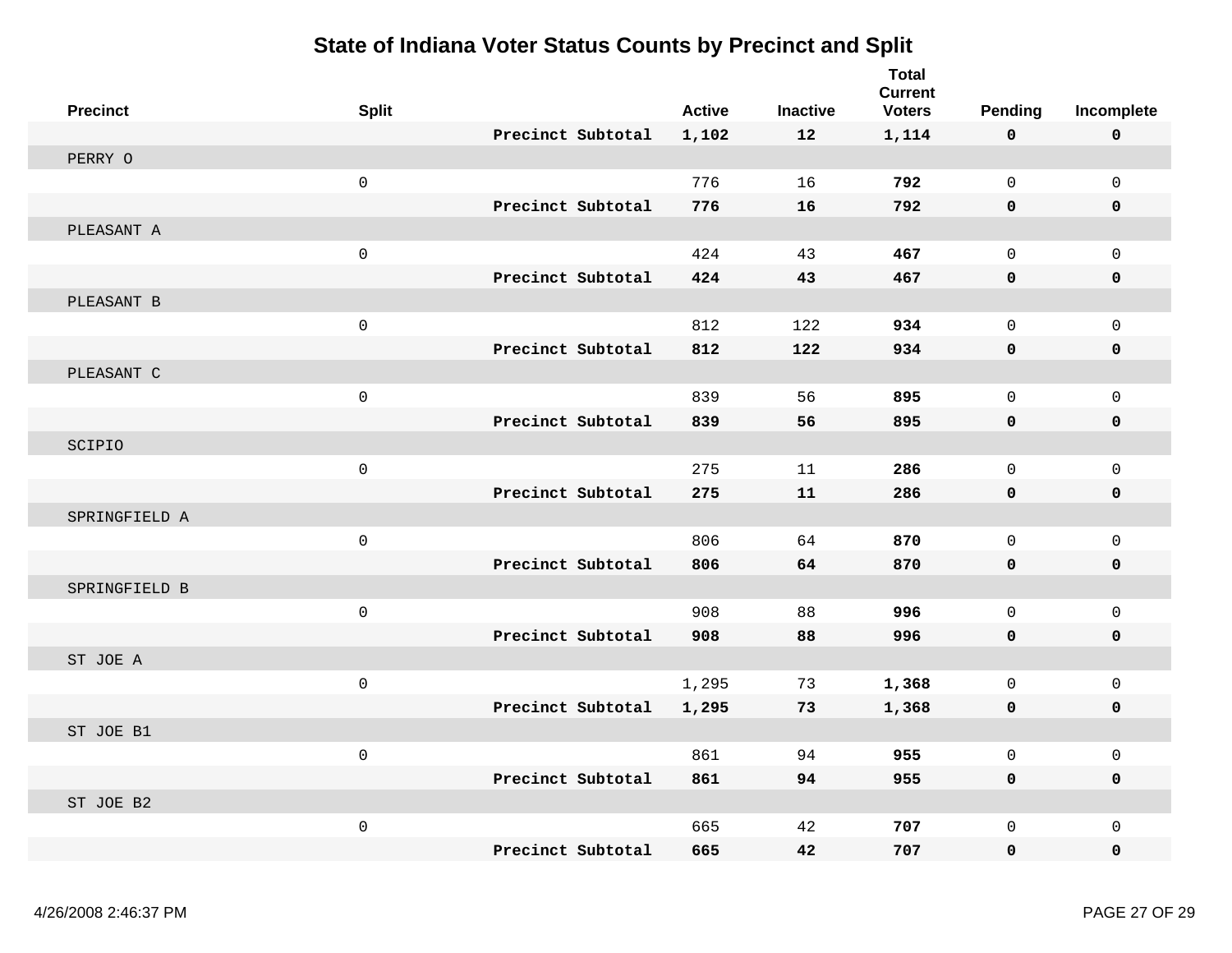# State of Indiana Voter Status Counts by Precinct and Split

| Precinct | Split | | Active | Inactive | Total Current Voters | Pending | Incomplete |
|---|---|---|---|---|---|---|---|
| | | **Precinct Subtotal** | **1,102** | **12** | **1,114** | **0** | **0** |
| PERRY O | | | | | | | |
| | 0 | | 776 | 16 | **792** | 0 | 0 |
| | | **Precinct Subtotal** | **776** | **16** | **792** | **0** | **0** |
| PLEASANT A | | | | | | | |
| | 0 | | 424 | 43 | **467** | 0 | 0 |
| | | **Precinct Subtotal** | **424** | **43** | **467** | **0** | **0** |
| PLEASANT B | | | | | | | |
| | 0 | | 812 | 122 | **934** | 0 | 0 |
| | | **Precinct Subtotal** | **812** | **122** | **934** | **0** | **0** |
| PLEASANT C | | | | | | | |
| | 0 | | 839 | 56 | **895** | 0 | 0 |
| | | **Precinct Subtotal** | **839** | **56** | **895** | **0** | **0** |
| SCIPIO | | | | | | | |
| | 0 | | 275 | 11 | **286** | 0 | 0 |
| | | **Precinct Subtotal** | **275** | **11** | **286** | **0** | **0** |
| SPRINGFIELD A | | | | | | | |
| | 0 | | 806 | 64 | **870** | 0 | 0 |
| | | **Precinct Subtotal** | **806** | **64** | **870** | **0** | **0** |
| SPRINGFIELD B | | | | | | | |
| | 0 | | 908 | 88 | **996** | 0 | 0 |
| | | **Precinct Subtotal** | **908** | **88** | **996** | **0** | **0** |
| ST JOE A | | | | | | | |
| | 0 | | 1,295 | 73 | **1,368** | 0 | 0 |
| | | **Precinct Subtotal** | **1,295** | **73** | **1,368** | **0** | **0** |
| ST JOE B1 | | | | | | | |
| | 0 | | 861 | 94 | **955** | 0 | 0 |
| | | **Precinct Subtotal** | **861** | **94** | **955** | **0** | **0** |
| ST JOE B2 | | | | | | | |
| | 0 | | 665 | 42 | **707** | 0 | 0 |
| | | **Precinct Subtotal** | **665** | **42** | **707** | **0** | **0** |

4/26/2008 2:46:37 PM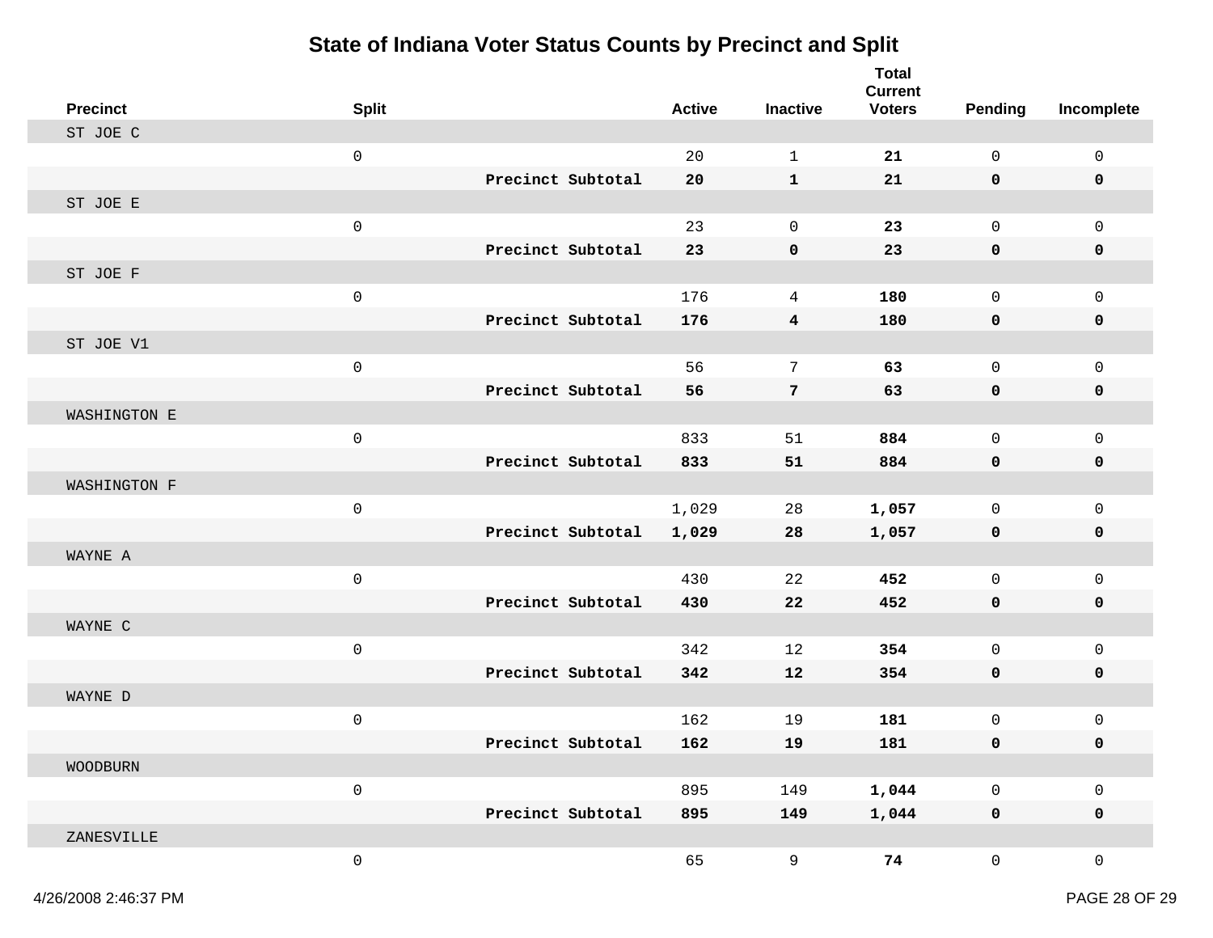# State of Indiana Voter Status Counts by Precinct and Split

| Precinct | Split | | Active | Inactive | Total Current Voters | Pending | Incomplete |
|---|---|---|---|---|---|---|---|
| ST JOE C | | | | | | | |
| | 0 | | 20 | 1 | **21** | 0 | 0 |
| | | **Precinct Subtotal** | **20** | **1** | **21** | **0** | **0** |
| ST JOE E | | | | | | | |
| | 0 | | 23 | 0 | **23** | 0 | 0 |
| | | **Precinct Subtotal** | **23** | **0** | **23** | **0** | **0** |
| ST JOE F | | | | | | | |
| | 0 | | 176 | 4 | **180** | 0 | 0 |
| | | **Precinct Subtotal** | **176** | **4** | **180** | **0** | **0** |
| ST JOE V1 | | | | | | | |
| | 0 | | 56 | 7 | **63** | 0 | 0 |
| | | **Precinct Subtotal** | **56** | **7** | **63** | **0** | **0** |
| WASHINGTON E | | | | | | | |
| | 0 | | 833 | 51 | **884** | 0 | 0 |
| | | **Precinct Subtotal** | **833** | **51** | **884** | **0** | **0** |
| WASHINGTON F | | | | | | | |
| | 0 | | 1,029 | 28 | **1,057** | 0 | 0 |
| | | **Precinct Subtotal** | **1,029** | **28** | **1,057** | **0** | **0** |
| WAYNE A | | | | | | | |
| | 0 | | 430 | 22 | **452** | 0 | 0 |
| | | **Precinct Subtotal** | **430** | **22** | **452** | **0** | **0** |
| WAYNE C | | | | | | | |
| | 0 | | 342 | 12 | **354** | 0 | 0 |
| | | **Precinct Subtotal** | **342** | **12** | **354** | **0** | **0** |
| WAYNE D | | | | | | | |
| | 0 | | 162 | 19 | **181** | 0 | 0 |
| | | **Precinct Subtotal** | **162** | **19** | **181** | **0** | **0** |
| WOODBURN | | | | | | | |
| | 0 | | 895 | 149 | **1,044** | 0 | 0 |
| | | **Precinct Subtotal** | **895** | **149** | **1,044** | **0** | **0** |
| ZANESVILLE | | | | | | | |
| | 0 | | 65 | 9 | **74** | 0 | 0 |

4/26/2008 2:46:37 PM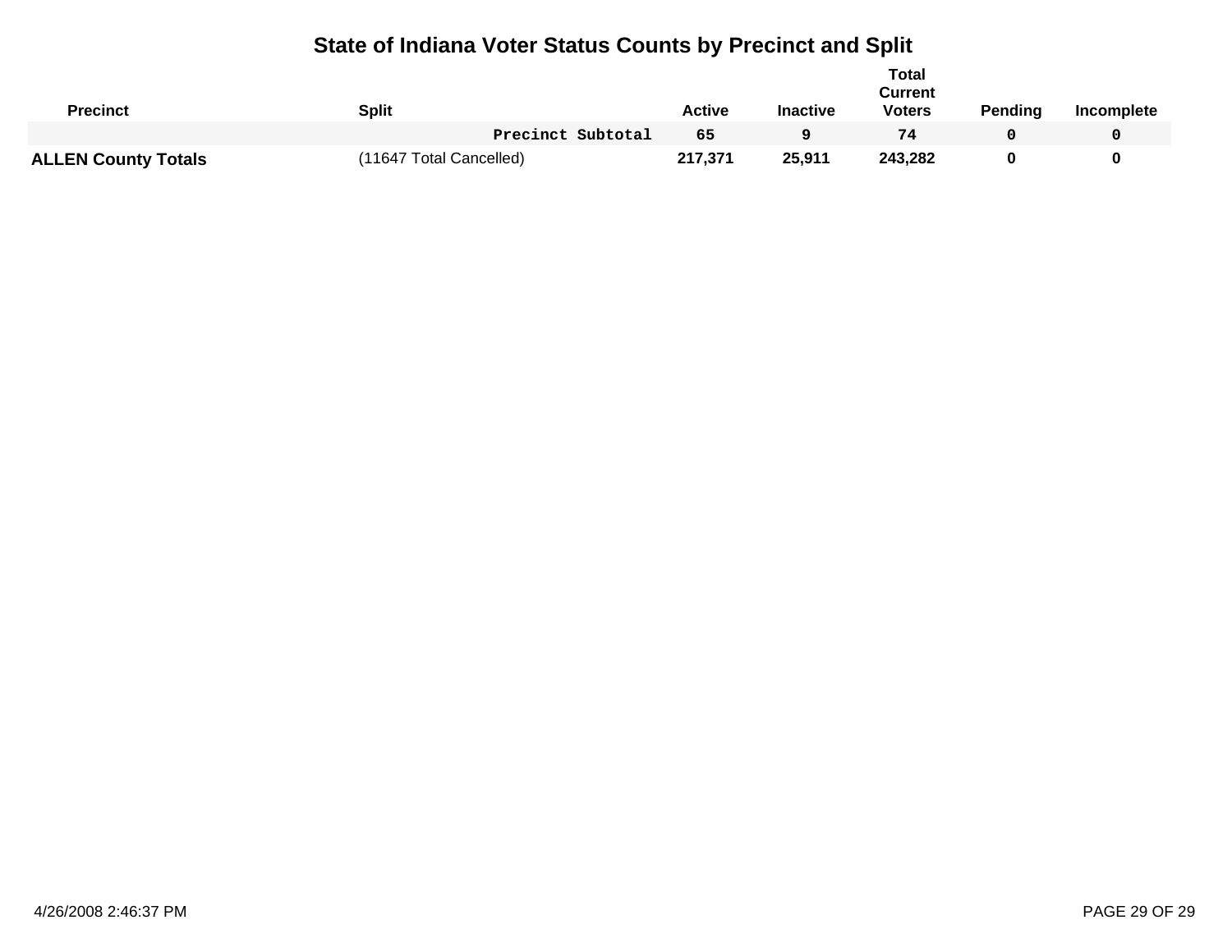# State of Indiana Voter Status Counts by Precinct and Split

| Precinct | Split | Active | Inactive | Total Current Voters | Pending | Incomplete |
|---|---|---|---|---|---|---|
| | **Precinct Subtotal** | **65** | **9** | **74** | **0** | **0** |
| **ALLEN County Totals** | (11647 Total Cancelled) | **217,371** | **25,911** | **243,282** | **0** | **0** |

4/26/2008 2:46:37 PM